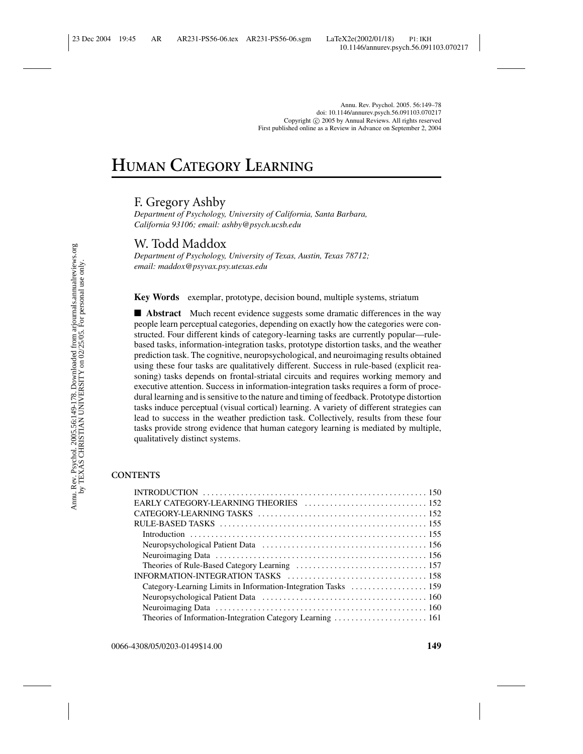# HUMAN CATEGORY LEARNING

F. Gregory Ashby

*Department of Psychology, University of California, Santa Barbara, California 93106; email: ashby@psych.ucsb.edu*

W. Todd Maddox

*Department of Psychology, University of Texas, Austin, Texas 78712; email: maddox@psyvax.psy.utexas.edu*

**Key Words** exemplar, prototype, decision bound, multiple systems, striatum

■ **Abstract** Much recent evidence suggests some dramatic differences in the way people learn perceptual categories, depending on exactly how the categories were constructed. Four different kinds of category-learning tasks are currently popular—rule-based tasks, information-integration tasks, prototype distortion tasks, and the weather prediction task. The cognitive, neuropsychological, and neuroimaging results obtained using these four tasks are qualitatively different. Success in rule-based (explicit reasoning) tasks depends on frontal-striatal circuits and requires working memory and executive attention. Success in information-integration tasks requires a form of procedural learning and is sensitive to the nature and timing of feedback. Prototype distortion tasks induce perceptual (visual cortical) learning. A variety of different strategies can lead to success in the weather prediction task. Collectively, results from these four tasks provide strong evidence that human category learning is mediated by multiple, qualitatively distinct systems.

**CONTENTS**

- INTRODUCTION ........ 150
- EARLY CATEGORY-LEARNING THEORIES ........ 152
- CATEGORY-LEARNING TASKS ........ 152
- RULE-BASED TASKS ........ 155
  - Introduction ........ 155
  - Neuropsychological Patient Data ........ 156
  - Neuroimaging Data ........ 156
  - Theories of Rule-Based Category Learning ........ 157
- INFORMATION-INTEGRATION TASKS ........ 158
  - Category-Learning Limits in Information-Integration Tasks ........ 159
  - Neuropsychological Patient Data ........ 160
  - Neuroimaging Data ........ 160
  - Theories of Information-Integration Category Learning ........ 161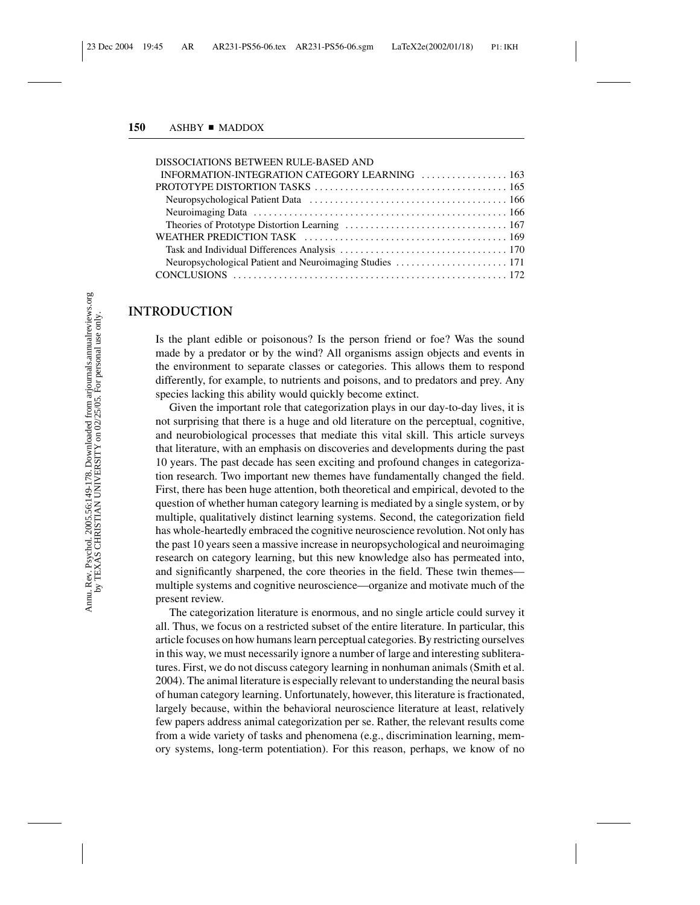DISSOCIATIONS BETWEEN RULE-BASED AND INFORMATION-INTEGRATION CATEGORY LEARNING . . . . . . . . . . . . . . . . . 163
PROTOTYPE DISTORTION TASKS . . . . . . . . . . . . . . . . . . . . . . . . . . . . . . . . . . . . . . 165
Neuropsychological Patient Data . . . . . . . . . . . . . . . . . . . . . . . . . . . . . . . . . . . . . . 166
Neuroimaging Data . . . . . . . . . . . . . . . . . . . . . . . . . . . . . . . . . . . . . . . . . . . . . . . . . 166
Theories of Prototype Distortion Learning . . . . . . . . . . . . . . . . . . . . . . . . . . . . . . . 167
WEATHER PREDICTION TASK . . . . . . . . . . . . . . . . . . . . . . . . . . . . . . . . . . . . . . . 169
Task and Individual Differences Analysis . . . . . . . . . . . . . . . . . . . . . . . . . . . . . . . . 170
Neuropsychological Patient and Neuroimaging Studies . . . . . . . . . . . . . . . . . . . . . . 171
CONCLUSIONS . . . . . . . . . . . . . . . . . . . . . . . . . . . . . . . . . . . . . . . . . . . . . . . . . . . . . 172

## INTRODUCTION

Is the plant edible or poisonous? Is the person friend or foe? Was the sound made by a predator or by the wind? All organisms assign objects and events in the environment to separate classes or categories. This allows them to respond differently, for example, to nutrients and poisons, and to predators and prey. Any species lacking this ability would quickly become extinct.

Given the important role that categorization plays in our day-to-day lives, it is not surprising that there is a huge and old literature on the perceptual, cognitive, and neurobiological processes that mediate this vital skill. This article surveys that literature, with an emphasis on discoveries and developments during the past 10 years. The past decade has seen exciting and profound changes in categorization research. Two important new themes have fundamentally changed the field. First, there has been huge attention, both theoretical and empirical, devoted to the question of whether human category learning is mediated by a single system, or by multiple, qualitatively distinct learning systems. Second, the categorization field has whole-heartedly embraced the cognitive neuroscience revolution. Not only has the past 10 years seen a massive increase in neuropsychological and neuroimaging research on category learning, but this new knowledge also has permeated into, and significantly sharpened, the core theories in the field. These twin themes—multiple systems and cognitive neuroscience—organize and motivate much of the present review.

The categorization literature is enormous, and no single article could survey it all. Thus, we focus on a restricted subset of the entire literature. In particular, this article focuses on how humans learn perceptual categories. By restricting ourselves in this way, we must necessarily ignore a number of large and interesting subliteratures. First, we do not discuss category learning in nonhuman animals (Smith et al. 2004). The animal literature is especially relevant to understanding the neural basis of human category learning. Unfortunately, however, this literature is fractionated, largely because, within the behavioral neuroscience literature at least, relatively few papers address animal categorization per se. Rather, the relevant results come from a wide variety of tasks and phenomena (e.g., discrimination learning, memory systems, long-term potentiation). For this reason, perhaps, we know of no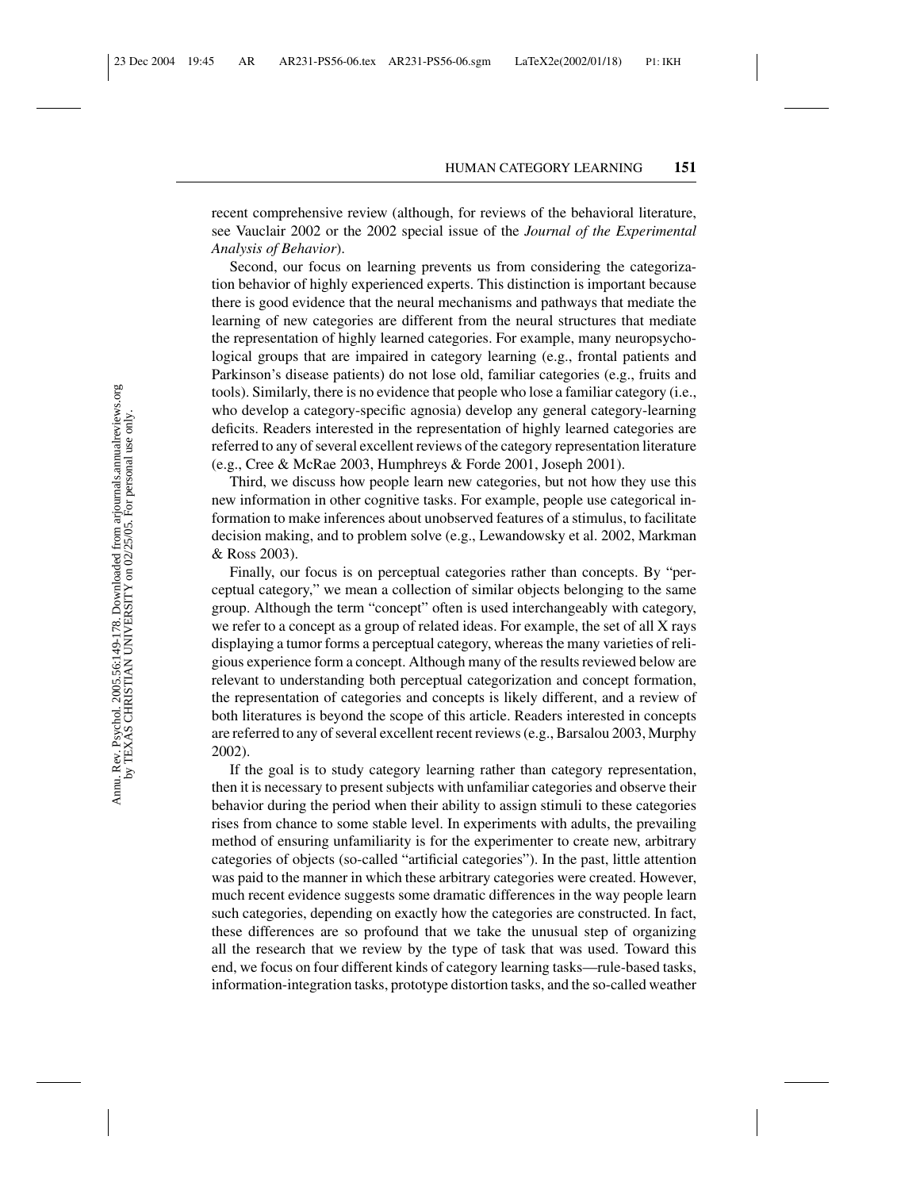recent comprehensive review (although, for reviews of the behavioral literature, see Vauclair 2002 or the 2002 special issue of the *Journal of the Experimental Analysis of Behavior*).

Second, our focus on learning prevents us from considering the categorization behavior of highly experienced experts. This distinction is important because there is good evidence that the neural mechanisms and pathways that mediate the learning of new categories are different from the neural structures that mediate the representation of highly learned categories. For example, many neuropsychological groups that are impaired in category learning (e.g., frontal patients and Parkinson's disease patients) do not lose old, familiar categories (e.g., fruits and tools). Similarly, there is no evidence that people who lose a familiar category (i.e., who develop a category-specific agnosia) develop any general category-learning deficits. Readers interested in the representation of highly learned categories are referred to any of several excellent reviews of the category representation literature (e.g., Cree & McRae 2003, Humphreys & Forde 2001, Joseph 2001).

Third, we discuss how people learn new categories, but not how they use this new information in other cognitive tasks. For example, people use categorical information to make inferences about unobserved features of a stimulus, to facilitate decision making, and to problem solve (e.g., Lewandowsky et al. 2002, Markman & Ross 2003).

Finally, our focus is on perceptual categories rather than concepts. By "perceptual category," we mean a collection of similar objects belonging to the same group. Although the term "concept" often is used interchangeably with category, we refer to a concept as a group of related ideas. For example, the set of all X rays displaying a tumor forms a perceptual category, whereas the many varieties of religious experience form a concept. Although many of the results reviewed below are relevant to understanding both perceptual categorization and concept formation, the representation of categories and concepts is likely different, and a review of both literatures is beyond the scope of this article. Readers interested in concepts are referred to any of several excellent recent reviews (e.g., Barsalou 2003, Murphy 2002).

If the goal is to study category learning rather than category representation, then it is necessary to present subjects with unfamiliar categories and observe their behavior during the period when their ability to assign stimuli to these categories rises from chance to some stable level. In experiments with adults, the prevailing method of ensuring unfamiliarity is for the experimenter to create new, arbitrary categories of objects (so-called "artificial categories"). In the past, little attention was paid to the manner in which these arbitrary categories were created. However, much recent evidence suggests some dramatic differences in the way people learn such categories, depending on exactly how the categories are constructed. In fact, these differences are so profound that we take the unusual step of organizing all the research that we review by the type of task that was used. Toward this end, we focus on four different kinds of category learning tasks—rule-based tasks, information-integration tasks, prototype distortion tasks, and the so-called weather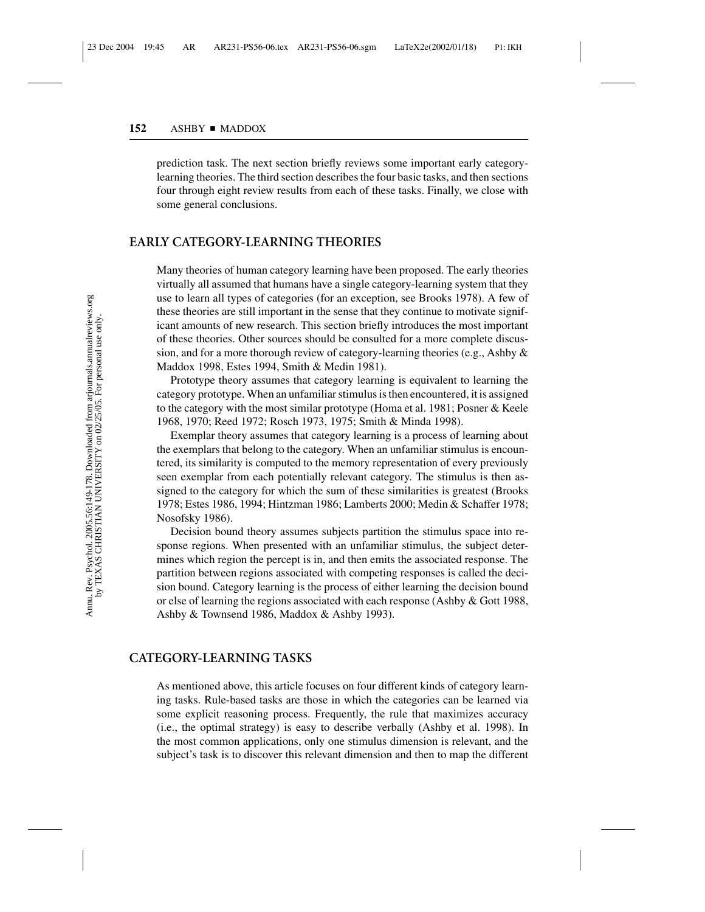prediction task. The next section briefly reviews some important early category-learning theories. The third section describes the four basic tasks, and then sections four through eight review results from each of these tasks. Finally, we close with some general conclusions.

## EARLY CATEGORY-LEARNING THEORIES

Many theories of human category learning have been proposed. The early theories virtually all assumed that humans have a single category-learning system that they use to learn all types of categories (for an exception, see Brooks 1978). A few of these theories are still important in the sense that they continue to motivate significant amounts of new research. This section briefly introduces the most important of these theories. Other sources should be consulted for a more complete discussion, and for a more thorough review of category-learning theories (e.g., Ashby & Maddox 1998, Estes 1994, Smith & Medin 1981).

Prototype theory assumes that category learning is equivalent to learning the category prototype. When an unfamiliar stimulus is then encountered, it is assigned to the category with the most similar prototype (Homa et al. 1981; Posner & Keele 1968, 1970; Reed 1972; Rosch 1973, 1975; Smith & Minda 1998).

Exemplar theory assumes that category learning is a process of learning about the exemplars that belong to the category. When an unfamiliar stimulus is encountered, its similarity is computed to the memory representation of every previously seen exemplar from each potentially relevant category. The stimulus is then assigned to the category for which the sum of these similarities is greatest (Brooks 1978; Estes 1986, 1994; Hintzman 1986; Lamberts 2000; Medin & Schaffer 1978; Nosofsky 1986).

Decision bound theory assumes subjects partition the stimulus space into response regions. When presented with an unfamiliar stimulus, the subject determines which region the percept is in, and then emits the associated response. The partition between regions associated with competing responses is called the decision bound. Category learning is the process of either learning the decision bound or else of learning the regions associated with each response (Ashby & Gott 1988, Ashby & Townsend 1986, Maddox & Ashby 1993).

## CATEGORY-LEARNING TASKS

As mentioned above, this article focuses on four different kinds of category learning tasks. Rule-based tasks are those in which the categories can be learned via some explicit reasoning process. Frequently, the rule that maximizes accuracy (i.e., the optimal strategy) is easy to describe verbally (Ashby et al. 1998). In the most common applications, only one stimulus dimension is relevant, and the subject's task is to discover this relevant dimension and then to map the different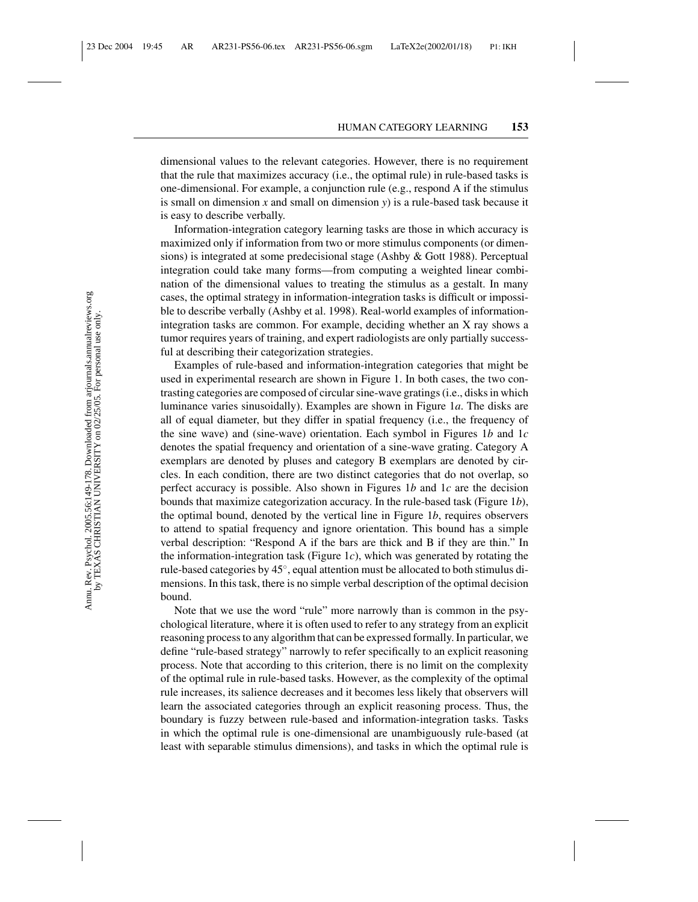dimensional values to the relevant categories. However, there is no requirement that the rule that maximizes accuracy (i.e., the optimal rule) in rule-based tasks is one-dimensional. For example, a conjunction rule (e.g., respond A if the stimulus is small on dimension $x$ and small on dimension $y$) is a rule-based task because it is easy to describe verbally.

Information-integration category learning tasks are those in which accuracy is maximized only if information from two or more stimulus components (or dimensions) is integrated at some predecisional stage (Ashby & Gott 1988). Perceptual integration could take many forms—from computing a weighted linear combination of the dimensional values to treating the stimulus as a gestalt. In many cases, the optimal strategy in information-integration tasks is difficult or impossible to describe verbally (Ashby et al. 1998). Real-world examples of information-integration tasks are common. For example, deciding whether an X ray shows a tumor requires years of training, and expert radiologists are only partially successful at describing their categorization strategies.

Examples of rule-based and information-integration categories that might be used in experimental research are shown in Figure 1. In both cases, the two contrasting categories are composed of circular sine-wave gratings (i.e., disks in which luminance varies sinusoidally). Examples are shown in Figure 1*a*. The disks are all of equal diameter, but they differ in spatial frequency (i.e., the frequency of the sine wave) and (sine-wave) orientation. Each symbol in Figures 1*b* and 1*c* denotes the spatial frequency and orientation of a sine-wave grating. Category A exemplars are denoted by pluses and category B exemplars are denoted by circles. In each condition, there are two distinct categories that do not overlap, so perfect accuracy is possible. Also shown in Figures 1*b* and 1*c* are the decision bounds that maximize categorization accuracy. In the rule-based task (Figure 1*b*), the optimal bound, denoted by the vertical line in Figure 1*b*, requires observers to attend to spatial frequency and ignore orientation. This bound has a simple verbal description: "Respond A if the bars are thick and B if they are thin." In the information-integration task (Figure 1*c*), which was generated by rotating the rule-based categories by $45^{\circ}$, equal attention must be allocated to both stimulus dimensions. In this task, there is no simple verbal description of the optimal decision bound.

Note that we use the word "rule" more narrowly than is common in the psychological literature, where it is often used to refer to any strategy from an explicit reasoning process to any algorithm that can be expressed formally. In particular, we define "rule-based strategy" narrowly to refer specifically to an explicit reasoning process. Note that according to this criterion, there is no limit on the complexity of the optimal rule in rule-based tasks. However, as the complexity of the optimal rule increases, its salience decreases and it becomes less likely that observers will learn the associated categories through an explicit reasoning process. Thus, the boundary is fuzzy between rule-based and information-integration tasks. Tasks in which the optimal rule is one-dimensional are unambiguously rule-based (at least with separable stimulus dimensions), and tasks in which the optimal rule is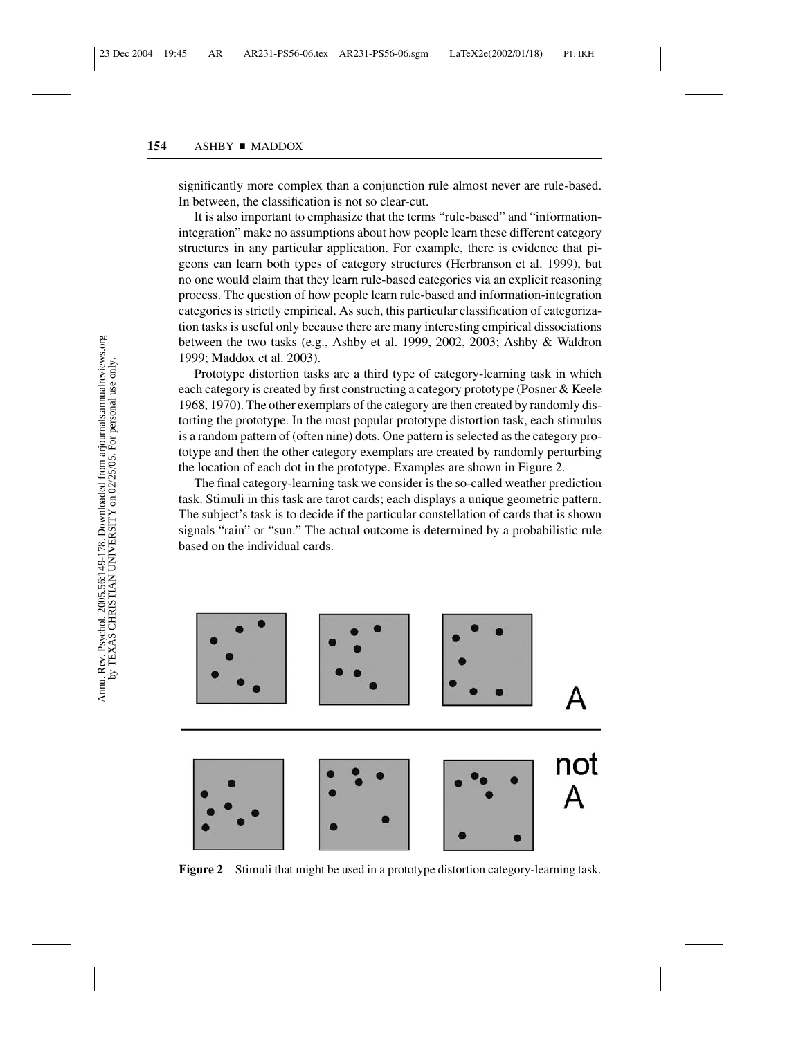significantly more complex than a conjunction rule almost never are rule-based. In between, the classification is not so clear-cut.

It is also important to emphasize that the terms "rule-based" and "information-integration" make no assumptions about how people learn these different category structures in any particular application. For example, there is evidence that pigeons can learn both types of category structures (Herbranson et al. 1999), but no one would claim that they learn rule-based categories via an explicit reasoning process. The question of how people learn rule-based and information-integration categories is strictly empirical. As such, this particular classification of categorization tasks is useful only because there are many interesting empirical dissociations between the two tasks (e.g., Ashby et al. 1999, 2002, 2003; Ashby & Waldron 1999; Maddox et al. 2003).

Prototype distortion tasks are a third type of category-learning task in which each category is created by first constructing a category prototype (Posner & Keele 1968, 1970). The other exemplars of the category are then created by randomly distorting the prototype. In the most popular prototype distortion task, each stimulus is a random pattern of (often nine) dots. One pattern is selected as the category prototype and then the other category exemplars are created by randomly perturbing the location of each dot in the prototype. Examples are shown in Figure 2.

The final category-learning task we consider is the so-called weather prediction task. Stimuli in this task are tarot cards; each displays a unique geometric pattern. The subject's task is to decide if the particular constellation of cards that is shown signals "rain" or "sun." The actual outcome is determined by a probabilistic rule based on the individual cards.

**Figure 2** Stimuli that might be used in a prototype distortion category-learning task.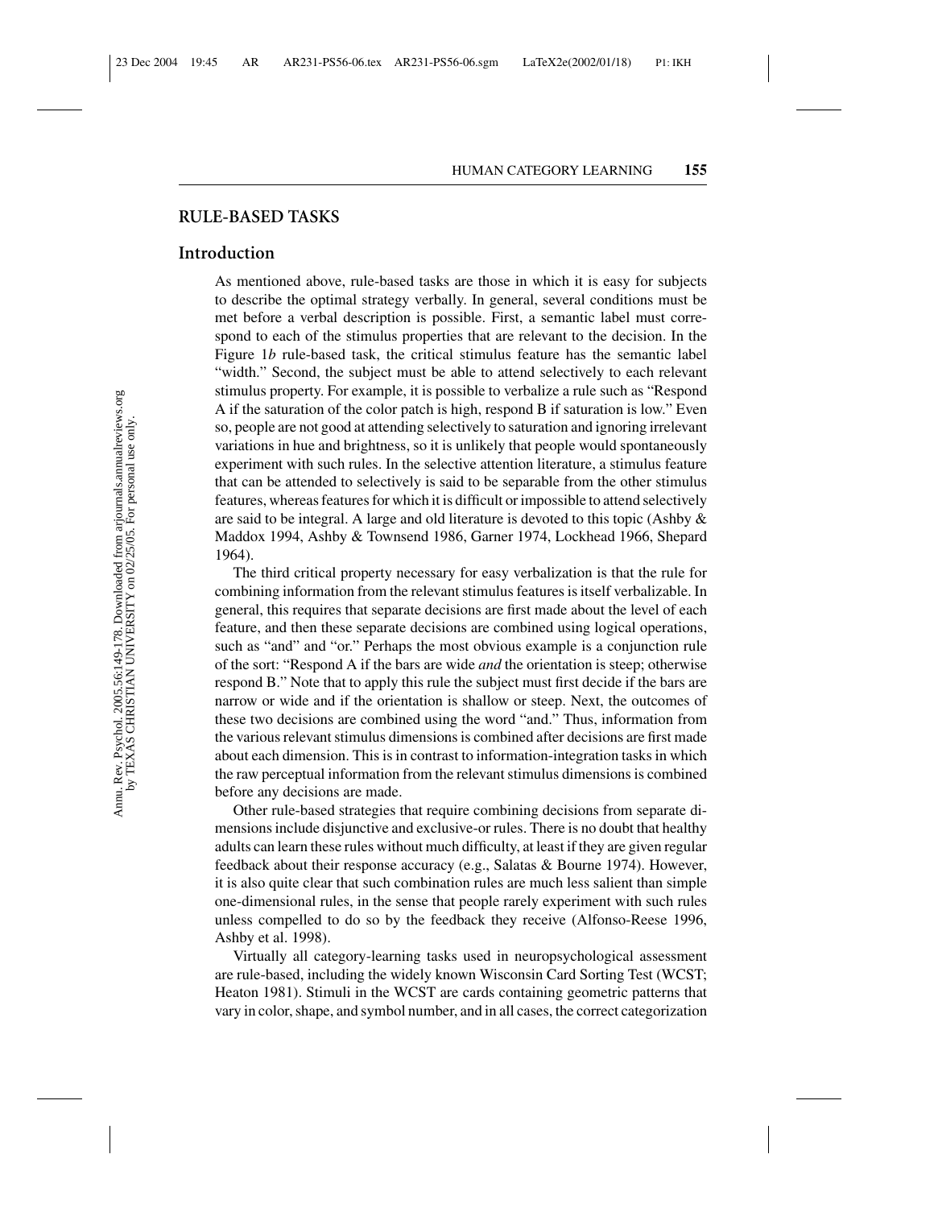## RULE-BASED TASKS

### Introduction

As mentioned above, rule-based tasks are those in which it is easy for subjects to describe the optimal strategy verbally. In general, several conditions must be met before a verbal description is possible. First, a semantic label must correspond to each of the stimulus properties that are relevant to the decision. In the Figure 1*b* rule-based task, the critical stimulus feature has the semantic label "width." Second, the subject must be able to attend selectively to each relevant stimulus property. For example, it is possible to verbalize a rule such as "Respond A if the saturation of the color patch is high, respond B if saturation is low." Even so, people are not good at attending selectively to saturation and ignoring irrelevant variations in hue and brightness, so it is unlikely that people would spontaneously experiment with such rules. In the selective attention literature, a stimulus feature that can be attended to selectively is said to be separable from the other stimulus features, whereas features for which it is difficult or impossible to attend selectively are said to be integral. A large and old literature is devoted to this topic (Ashby & Maddox 1994, Ashby & Townsend 1986, Garner 1974, Lockhead 1966, Shepard 1964).

The third critical property necessary for easy verbalization is that the rule for combining information from the relevant stimulus features is itself verbalizable. In general, this requires that separate decisions are first made about the level of each feature, and then these separate decisions are combined using logical operations, such as "and" and "or." Perhaps the most obvious example is a conjunction rule of the sort: "Respond A if the bars are wide *and* the orientation is steep; otherwise respond B." Note that to apply this rule the subject must first decide if the bars are narrow or wide and if the orientation is shallow or steep. Next, the outcomes of these two decisions are combined using the word "and." Thus, information from the various relevant stimulus dimensions is combined after decisions are first made about each dimension. This is in contrast to information-integration tasks in which the raw perceptual information from the relevant stimulus dimensions is combined before any decisions are made.

Other rule-based strategies that require combining decisions from separate dimensions include disjunctive and exclusive-or rules. There is no doubt that healthy adults can learn these rules without much difficulty, at least if they are given regular feedback about their response accuracy (e.g., Salatas & Bourne 1974). However, it is also quite clear that such combination rules are much less salient than simple one-dimensional rules, in the sense that people rarely experiment with such rules unless compelled to do so by the feedback they receive (Alfonso-Reese 1996, Ashby et al. 1998).

Virtually all category-learning tasks used in neuropsychological assessment are rule-based, including the widely known Wisconsin Card Sorting Test (WCST; Heaton 1981). Stimuli in the WCST are cards containing geometric patterns that vary in color, shape, and symbol number, and in all cases, the correct categorization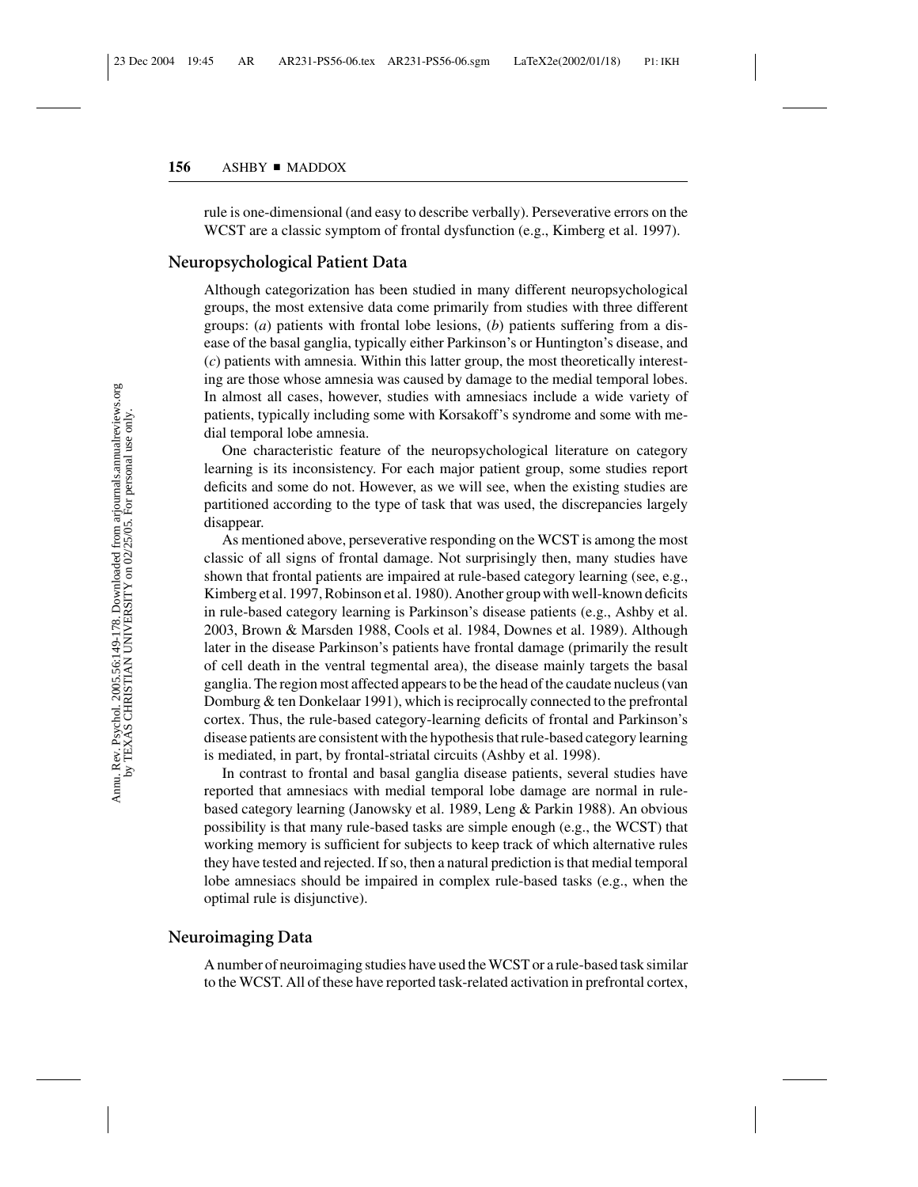rule is one-dimensional (and easy to describe verbally). Perseverative errors on the WCST are a classic symptom of frontal dysfunction (e.g., Kimberg et al. 1997).

## Neuropsychological Patient Data

Although categorization has been studied in many different neuropsychological groups, the most extensive data come primarily from studies with three different groups: (*a*) patients with frontal lobe lesions, (*b*) patients suffering from a disease of the basal ganglia, typically either Parkinson's or Huntington's disease, and (*c*) patients with amnesia. Within this latter group, the most theoretically interesting are those whose amnesia was caused by damage to the medial temporal lobes. In almost all cases, however, studies with amnesiacs include a wide variety of patients, typically including some with Korsakoff's syndrome and some with medial temporal lobe amnesia.

One characteristic feature of the neuropsychological literature on category learning is its inconsistency. For each major patient group, some studies report deficits and some do not. However, as we will see, when the existing studies are partitioned according to the type of task that was used, the discrepancies largely disappear.

As mentioned above, perseverative responding on the WCST is among the most classic of all signs of frontal damage. Not surprisingly then, many studies have shown that frontal patients are impaired at rule-based category learning (see, e.g., Kimberg et al. 1997, Robinson et al. 1980). Another group with well-known deficits in rule-based category learning is Parkinson's disease patients (e.g., Ashby et al. 2003, Brown & Marsden 1988, Cools et al. 1984, Downes et al. 1989). Although later in the disease Parkinson's patients have frontal damage (primarily the result of cell death in the ventral tegmental area), the disease mainly targets the basal ganglia. The region most affected appears to be the head of the caudate nucleus (van Domburg & ten Donkelaar 1991), which is reciprocally connected to the prefrontal cortex. Thus, the rule-based category-learning deficits of frontal and Parkinson's disease patients are consistent with the hypothesis that rule-based category learning is mediated, in part, by frontal-striatal circuits (Ashby et al. 1998).

In contrast to frontal and basal ganglia disease patients, several studies have reported that amnesiacs with medial temporal lobe damage are normal in rule-based category learning (Janowsky et al. 1989, Leng & Parkin 1988). An obvious possibility is that many rule-based tasks are simple enough (e.g., the WCST) that working memory is sufficient for subjects to keep track of which alternative rules they have tested and rejected. If so, then a natural prediction is that medial temporal lobe amnesiacs should be impaired in complex rule-based tasks (e.g., when the optimal rule is disjunctive).

## Neuroimaging Data

A number of neuroimaging studies have used the WCST or a rule-based task similar to the WCST. All of these have reported task-related activation in prefrontal cortex,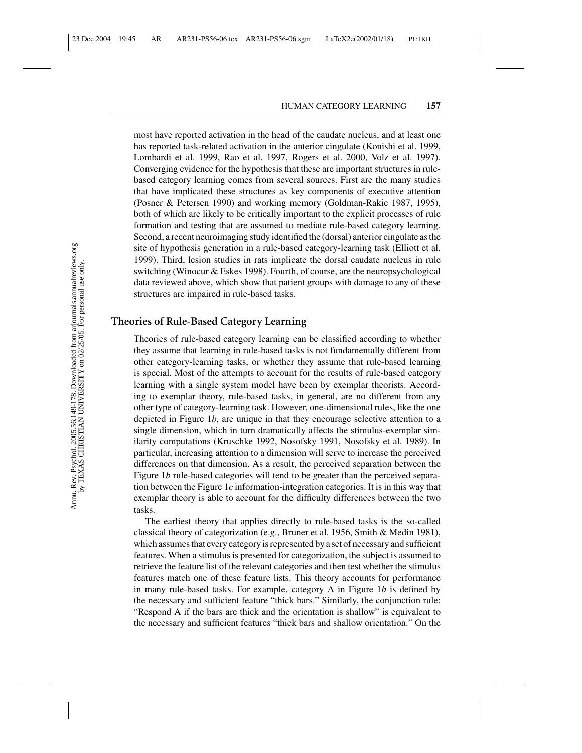most have reported activation in the head of the caudate nucleus, and at least one has reported task-related activation in the anterior cingulate (Konishi et al. 1999, Lombardi et al. 1999, Rao et al. 1997, Rogers et al. 2000, Volz et al. 1997). Converging evidence for the hypothesis that these are important structures in rule-based category learning comes from several sources. First are the many studies that have implicated these structures as key components of executive attention (Posner & Petersen 1990) and working memory (Goldman-Rakic 1987, 1995), both of which are likely to be critically important to the explicit processes of rule formation and testing that are assumed to mediate rule-based category learning. Second, a recent neuroimaging study identified the (dorsal) anterior cingulate as the site of hypothesis generation in a rule-based category-learning task (Elliott et al. 1999). Third, lesion studies in rats implicate the dorsal caudate nucleus in rule switching (Winocur & Eskes 1998). Fourth, of course, are the neuropsychological data reviewed above, which show that patient groups with damage to any of these structures are impaired in rule-based tasks.

## Theories of Rule-Based Category Learning

Theories of rule-based category learning can be classified according to whether they assume that learning in rule-based tasks is not fundamentally different from other category-learning tasks, or whether they assume that rule-based learning is special. Most of the attempts to account for the results of rule-based category learning with a single system model have been by exemplar theorists. According to exemplar theory, rule-based tasks, in general, are no different from any other type of category-learning task. However, one-dimensional rules, like the one depicted in Figure 1*b*, are unique in that they encourage selective attention to a single dimension, which in turn dramatically affects the stimulus-exemplar similarity computations (Kruschke 1992, Nosofsky 1991, Nosofsky et al. 1989). In particular, increasing attention to a dimension will serve to increase the perceived differences on that dimension. As a result, the perceived separation between the Figure 1*b* rule-based categories will tend to be greater than the perceived separation between the Figure 1*c* information-integration categories. It is in this way that exemplar theory is able to account for the difficulty differences between the two tasks.

The earliest theory that applies directly to rule-based tasks is the so-called classical theory of categorization (e.g., Bruner et al. 1956, Smith & Medin 1981), which assumes that every category is represented by a set of necessary and sufficient features. When a stimulus is presented for categorization, the subject is assumed to retrieve the feature list of the relevant categories and then test whether the stimulus features match one of these feature lists. This theory accounts for performance in many rule-based tasks. For example, category A in Figure 1*b* is defined by the necessary and sufficient feature "thick bars." Similarly, the conjunction rule: "Respond A if the bars are thick and the orientation is shallow" is equivalent to the necessary and sufficient features "thick bars and shallow orientation." On the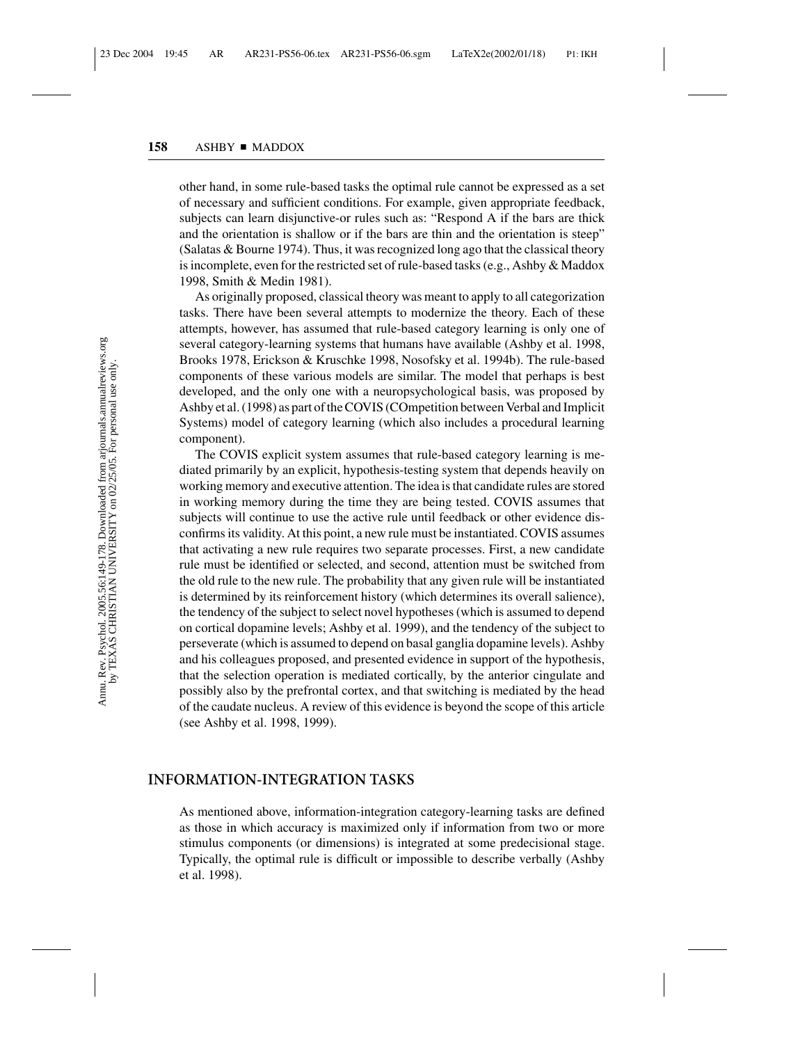other hand, in some rule-based tasks the optimal rule cannot be expressed as a set of necessary and sufficient conditions. For example, given appropriate feedback, subjects can learn disjunctive-or rules such as: "Respond A if the bars are thick and the orientation is shallow or if the bars are thin and the orientation is steep" (Salatas & Bourne 1974). Thus, it was recognized long ago that the classical theory is incomplete, even for the restricted set of rule-based tasks (e.g., Ashby & Maddox 1998, Smith & Medin 1981).

As originally proposed, classical theory was meant to apply to all categorization tasks. There have been several attempts to modernize the theory. Each of these attempts, however, has assumed that rule-based category learning is only one of several category-learning systems that humans have available (Ashby et al. 1998, Brooks 1978, Erickson & Kruschke 1998, Nosofsky et al. 1994b). The rule-based components of these various models are similar. The model that perhaps is best developed, and the only one with a neuropsychological basis, was proposed by Ashby et al. (1998) as part of the COVIS (COmpetition between Verbal and Implicit Systems) model of category learning (which also includes a procedural learning component).

The COVIS explicit system assumes that rule-based category learning is mediated primarily by an explicit, hypothesis-testing system that depends heavily on working memory and executive attention. The idea is that candidate rules are stored in working memory during the time they are being tested. COVIS assumes that subjects will continue to use the active rule until feedback or other evidence disconfirms its validity. At this point, a new rule must be instantiated. COVIS assumes that activating a new rule requires two separate processes. First, a new candidate rule must be identified or selected, and second, attention must be switched from the old rule to the new rule. The probability that any given rule will be instantiated is determined by its reinforcement history (which determines its overall salience), the tendency of the subject to select novel hypotheses (which is assumed to depend on cortical dopamine levels; Ashby et al. 1999), and the tendency of the subject to perseverate (which is assumed to depend on basal ganglia dopamine levels). Ashby and his colleagues proposed, and presented evidence in support of the hypothesis, that the selection operation is mediated cortically, by the anterior cingulate and possibly also by the prefrontal cortex, and that switching is mediated by the head of the caudate nucleus. A review of this evidence is beyond the scope of this article (see Ashby et al. 1998, 1999).

## INFORMATION-INTEGRATION TASKS

As mentioned above, information-integration category-learning tasks are defined as those in which accuracy is maximized only if information from two or more stimulus components (or dimensions) is integrated at some predecisional stage. Typically, the optimal rule is difficult or impossible to describe verbally (Ashby et al. 1998).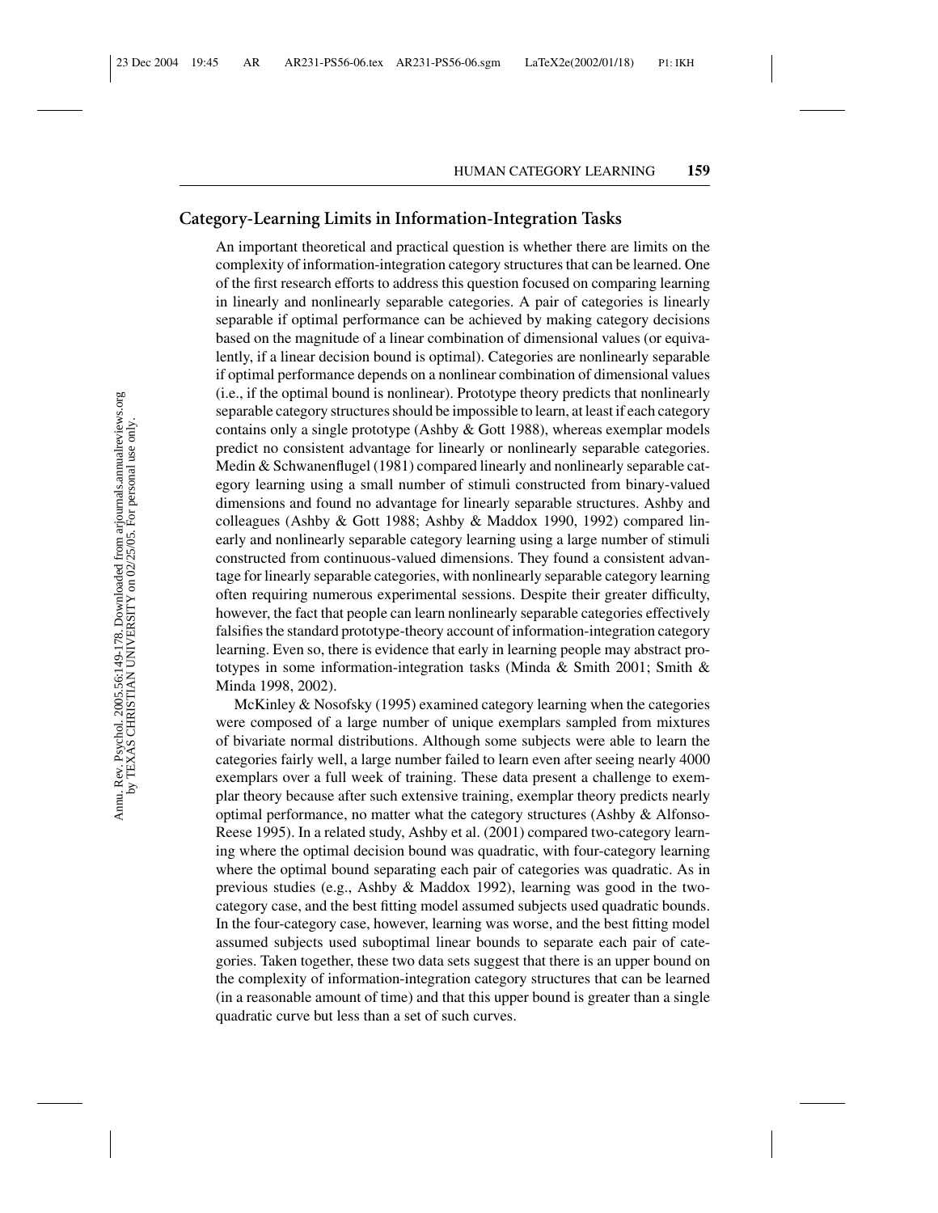## Category-Learning Limits in Information-Integration Tasks

An important theoretical and practical question is whether there are limits on the complexity of information-integration category structures that can be learned. One of the first research efforts to address this question focused on comparing learning in linearly and nonlinearly separable categories. A pair of categories is linearly separable if optimal performance can be achieved by making category decisions based on the magnitude of a linear combination of dimensional values (or equivalently, if a linear decision bound is optimal). Categories are nonlinearly separable if optimal performance depends on a nonlinear combination of dimensional values (i.e., if the optimal bound is nonlinear). Prototype theory predicts that nonlinearly separable category structures should be impossible to learn, at least if each category contains only a single prototype (Ashby & Gott 1988), whereas exemplar models predict no consistent advantage for linearly or nonlinearly separable categories. Medin & Schwanenflugel (1981) compared linearly and nonlinearly separable category learning using a small number of stimuli constructed from binary-valued dimensions and found no advantage for linearly separable structures. Ashby and colleagues (Ashby & Gott 1988; Ashby & Maddox 1990, 1992) compared linearly and nonlinearly separable category learning using a large number of stimuli constructed from continuous-valued dimensions. They found a consistent advantage for linearly separable categories, with nonlinearly separable category learning often requiring numerous experimental sessions. Despite their greater difficulty, however, the fact that people can learn nonlinearly separable categories effectively falsifies the standard prototype-theory account of information-integration category learning. Even so, there is evidence that early in learning people may abstract prototypes in some information-integration tasks (Minda & Smith 2001; Smith & Minda 1998, 2002).

McKinley & Nosofsky (1995) examined category learning when the categories were composed of a large number of unique exemplars sampled from mixtures of bivariate normal distributions. Although some subjects were able to learn the categories fairly well, a large number failed to learn even after seeing nearly 4000 exemplars over a full week of training. These data present a challenge to exemplar theory because after such extensive training, exemplar theory predicts nearly optimal performance, no matter what the category structures (Ashby & Alfonso-Reese 1995). In a related study, Ashby et al. (2001) compared two-category learning where the optimal decision bound was quadratic, with four-category learning where the optimal bound separating each pair of categories was quadratic. As in previous studies (e.g., Ashby & Maddox 1992), learning was good in the two-category case, and the best fitting model assumed subjects used quadratic bounds. In the four-category case, however, learning was worse, and the best fitting model assumed subjects used suboptimal linear bounds to separate each pair of categories. Taken together, these two data sets suggest that there is an upper bound on the complexity of information-integration category structures that can be learned (in a reasonable amount of time) and that this upper bound is greater than a single quadratic curve but less than a set of such curves.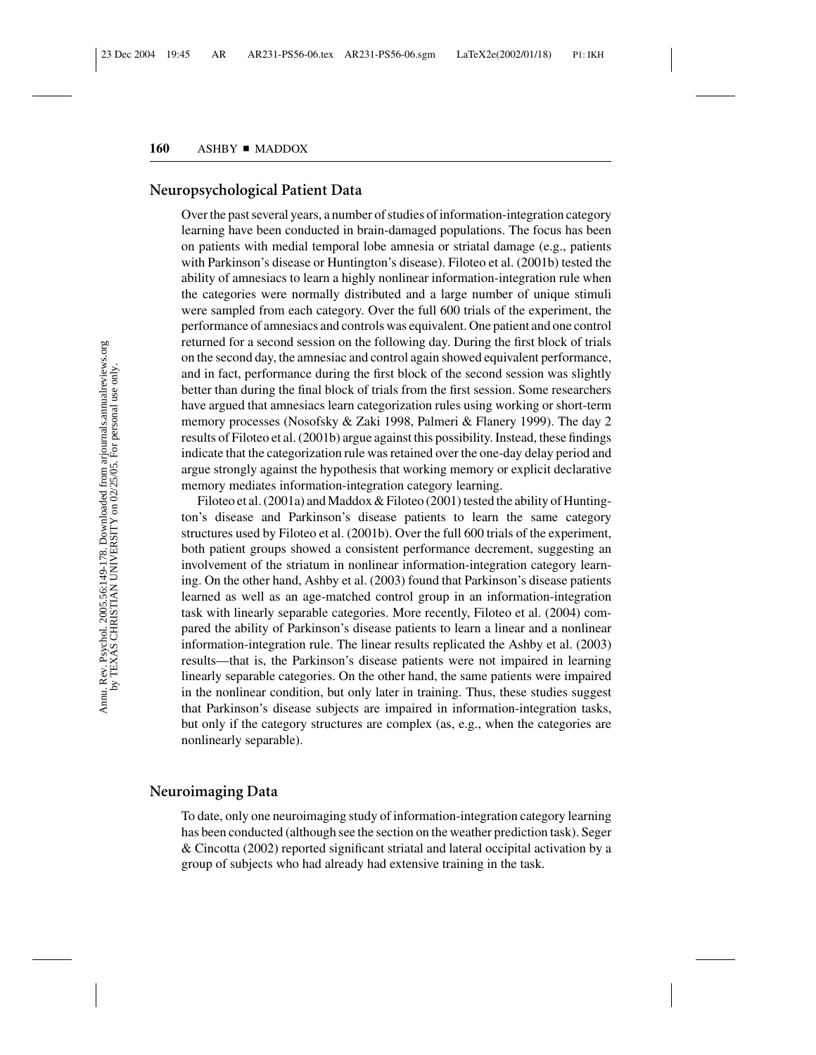## Neuropsychological Patient Data

Over the past several years, a number of studies of information-integration category learning have been conducted in brain-damaged populations. The focus has been on patients with medial temporal lobe amnesia or striatal damage (e.g., patients with Parkinson's disease or Huntington's disease). Filoteo et al. (2001b) tested the ability of amnesiacs to learn a highly nonlinear information-integration rule when the categories were normally distributed and a large number of unique stimuli were sampled from each category. Over the full 600 trials of the experiment, the performance of amnesiacs and controls was equivalent. One patient and one control returned for a second session on the following day. During the first block of trials on the second day, the amnesiac and control again showed equivalent performance, and in fact, performance during the first block of the second session was slightly better than during the final block of trials from the first session. Some researchers have argued that amnesiacs learn categorization rules using working or short-term memory processes (Nosofsky & Zaki 1998, Palmeri & Flanery 1999). The day 2 results of Filoteo et al. (2001b) argue against this possibility. Instead, these findings indicate that the categorization rule was retained over the one-day delay period and argue strongly against the hypothesis that working memory or explicit declarative memory mediates information-integration category learning.

Filoteo et al. (2001a) and Maddox & Filoteo (2001) tested the ability of Huntington's disease and Parkinson's disease patients to learn the same category structures used by Filoteo et al. (2001b). Over the full 600 trials of the experiment, both patient groups showed a consistent performance decrement, suggesting an involvement of the striatum in nonlinear information-integration category learning. On the other hand, Ashby et al. (2003) found that Parkinson's disease patients learned as well as an age-matched control group in an information-integration task with linearly separable categories. More recently, Filoteo et al. (2004) compared the ability of Parkinson's disease patients to learn a linear and a nonlinear information-integration rule. The linear results replicated the Ashby et al. (2003) results—that is, the Parkinson's disease patients were not impaired in learning linearly separable categories. On the other hand, the same patients were impaired in the nonlinear condition, but only later in training. Thus, these studies suggest that Parkinson's disease subjects are impaired in information-integration tasks, but only if the category structures are complex (as, e.g., when the categories are nonlinearly separable).

## Neuroimaging Data

To date, only one neuroimaging study of information-integration category learning has been conducted (although see the section on the weather prediction task). Seger & Cincotta (2002) reported significant striatal and lateral occipital activation by a group of subjects who had already had extensive training in the task.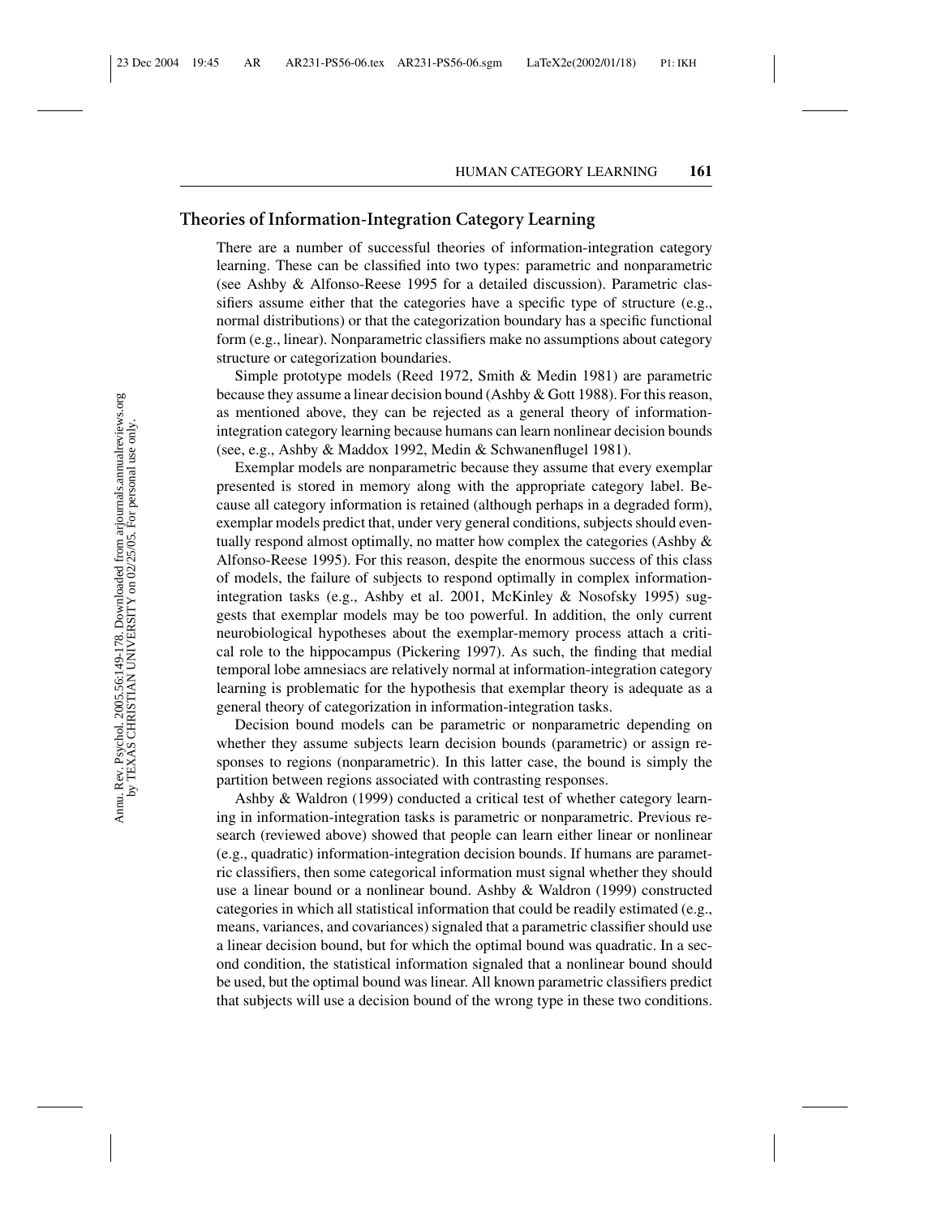## Theories of Information-Integration Category Learning

There are a number of successful theories of information-integration category learning. These can be classified into two types: parametric and nonparametric (see Ashby & Alfonso-Reese 1995 for a detailed discussion). Parametric classifiers assume either that the categories have a specific type of structure (e.g., normal distributions) or that the categorization boundary has a specific functional form (e.g., linear). Nonparametric classifiers make no assumptions about category structure or categorization boundaries.

Simple prototype models (Reed 1972, Smith & Medin 1981) are parametric because they assume a linear decision bound (Ashby & Gott 1988). For this reason, as mentioned above, they can be rejected as a general theory of information-integration category learning because humans can learn nonlinear decision bounds (see, e.g., Ashby & Maddox 1992, Medin & Schwanenflugel 1981).

Exemplar models are nonparametric because they assume that every exemplar presented is stored in memory along with the appropriate category label. Because all category information is retained (although perhaps in a degraded form), exemplar models predict that, under very general conditions, subjects should eventually respond almost optimally, no matter how complex the categories (Ashby & Alfonso-Reese 1995). For this reason, despite the enormous success of this class of models, the failure of subjects to respond optimally in complex information-integration tasks (e.g., Ashby et al. 2001, McKinley & Nosofsky 1995) suggests that exemplar models may be too powerful. In addition, the only current neurobiological hypotheses about the exemplar-memory process attach a critical role to the hippocampus (Pickering 1997). As such, the finding that medial temporal lobe amnesiacs are relatively normal at information-integration category learning is problematic for the hypothesis that exemplar theory is adequate as a general theory of categorization in information-integration tasks.

Decision bound models can be parametric or nonparametric depending on whether they assume subjects learn decision bounds (parametric) or assign responses to regions (nonparametric). In this latter case, the bound is simply the partition between regions associated with contrasting responses.

Ashby & Waldron (1999) conducted a critical test of whether category learning in information-integration tasks is parametric or nonparametric. Previous research (reviewed above) showed that people can learn either linear or nonlinear (e.g., quadratic) information-integration decision bounds. If humans are parametric classifiers, then some categorical information must signal whether they should use a linear bound or a nonlinear bound. Ashby & Waldron (1999) constructed categories in which all statistical information that could be readily estimated (e.g., means, variances, and covariances) signaled that a parametric classifier should use a linear decision bound, but for which the optimal bound was quadratic. In a second condition, the statistical information signaled that a nonlinear bound should be used, but the optimal bound was linear. All known parametric classifiers predict that subjects will use a decision bound of the wrong type in these two conditions.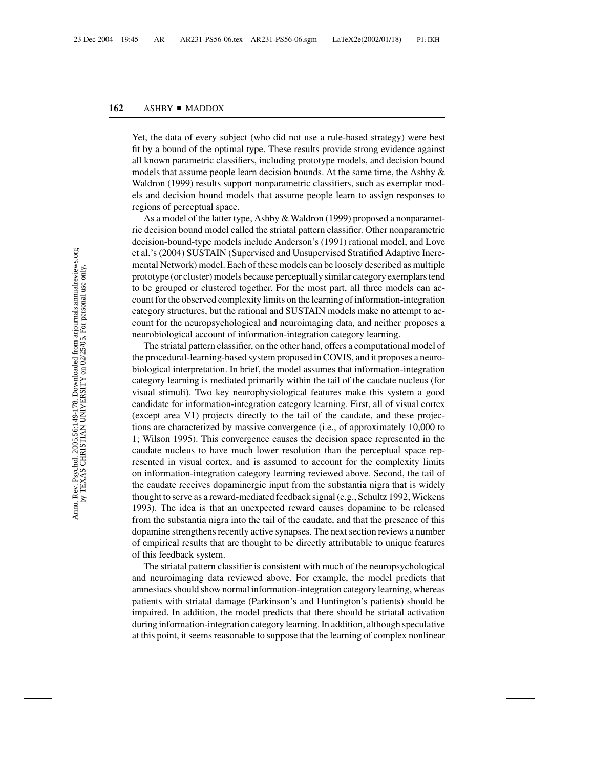Yet, the data of every subject (who did not use a rule-based strategy) were best fit by a bound of the optimal type. These results provide strong evidence against all known parametric classifiers, including prototype models, and decision bound models that assume people learn decision bounds. At the same time, the Ashby & Waldron (1999) results support nonparametric classifiers, such as exemplar models and decision bound models that assume people learn to assign responses to regions of perceptual space.

As a model of the latter type, Ashby & Waldron (1999) proposed a nonparametric decision bound model called the striatal pattern classifier. Other nonparametric decision-bound-type models include Anderson's (1991) rational model, and Love et al.'s (2004) SUSTAIN (Supervised and Unsupervised Stratified Adaptive Incremental Network) model. Each of these models can be loosely described as multiple prototype (or cluster) models because perceptually similar category exemplars tend to be grouped or clustered together. For the most part, all three models can account for the observed complexity limits on the learning of information-integration category structures, but the rational and SUSTAIN models make no attempt to account for the neuropsychological and neuroimaging data, and neither proposes a neurobiological account of information-integration category learning.

The striatal pattern classifier, on the other hand, offers a computational model of the procedural-learning-based system proposed in COVIS, and it proposes a neurobiological interpretation. In brief, the model assumes that information-integration category learning is mediated primarily within the tail of the caudate nucleus (for visual stimuli). Two key neurophysiological features make this system a good candidate for information-integration category learning. First, all of visual cortex (except area V1) projects directly to the tail of the caudate, and these projections are characterized by massive convergence (i.e., of approximately 10,000 to 1; Wilson 1995). This convergence causes the decision space represented in the caudate nucleus to have much lower resolution than the perceptual space represented in visual cortex, and is assumed to account for the complexity limits on information-integration category learning reviewed above. Second, the tail of the caudate receives dopaminergic input from the substantia nigra that is widely thought to serve as a reward-mediated feedback signal (e.g., Schultz 1992, Wickens 1993). The idea is that an unexpected reward causes dopamine to be released from the substantia nigra into the tail of the caudate, and that the presence of this dopamine strengthens recently active synapses. The next section reviews a number of empirical results that are thought to be directly attributable to unique features of this feedback system.

The striatal pattern classifier is consistent with much of the neuropsychological and neuroimaging data reviewed above. For example, the model predicts that amnesiacs should show normal information-integration category learning, whereas patients with striatal damage (Parkinson's and Huntington's patients) should be impaired. In addition, the model predicts that there should be striatal activation during information-integration category learning. In addition, although speculative at this point, it seems reasonable to suppose that the learning of complex nonlinear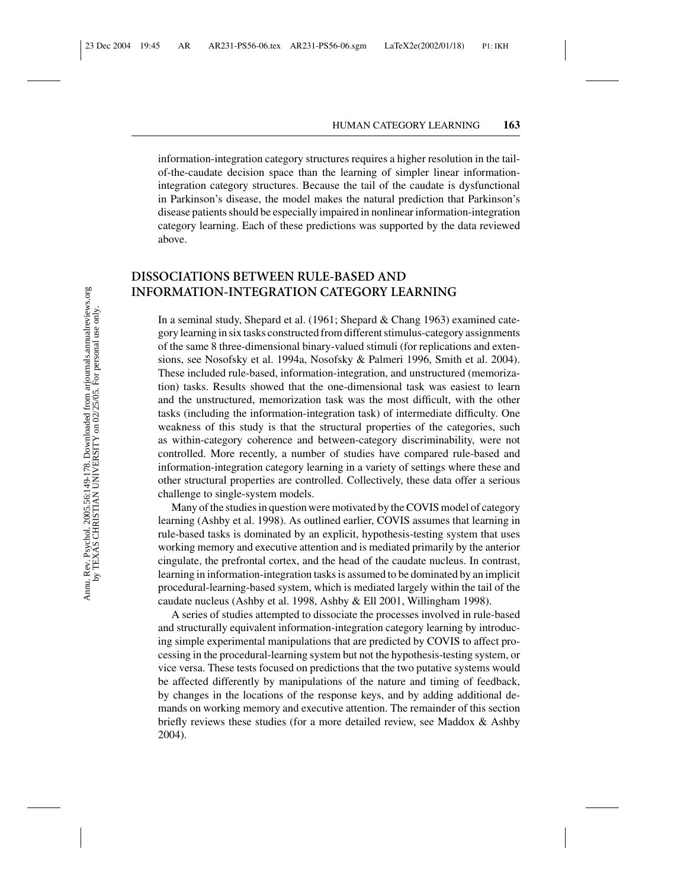information-integration category structures requires a higher resolution in the tail-of-the-caudate decision space than the learning of simpler linear information-integration category structures. Because the tail of the caudate is dysfunctional in Parkinson's disease, the model makes the natural prediction that Parkinson's disease patients should be especially impaired in nonlinear information-integration category learning. Each of these predictions was supported by the data reviewed above.

## DISSOCIATIONS BETWEEN RULE-BASED AND INFORMATION-INTEGRATION CATEGORY LEARNING

In a seminal study, Shepard et al. (1961; Shepard & Chang 1963) examined category learning in six tasks constructed from different stimulus-category assignments of the same 8 three-dimensional binary-valued stimuli (for replications and extensions, see Nosofsky et al. 1994a, Nosofsky & Palmeri 1996, Smith et al. 2004). These included rule-based, information-integration, and unstructured (memorization) tasks. Results showed that the one-dimensional task was easiest to learn and the unstructured, memorization task was the most difficult, with the other tasks (including the information-integration task) of intermediate difficulty. One weakness of this study is that the structural properties of the categories, such as within-category coherence and between-category discriminability, were not controlled. More recently, a number of studies have compared rule-based and information-integration category learning in a variety of settings where these and other structural properties are controlled. Collectively, these data offer a serious challenge to single-system models.

Many of the studies in question were motivated by the COVIS model of category learning (Ashby et al. 1998). As outlined earlier, COVIS assumes that learning in rule-based tasks is dominated by an explicit, hypothesis-testing system that uses working memory and executive attention and is mediated primarily by the anterior cingulate, the prefrontal cortex, and the head of the caudate nucleus. In contrast, learning in information-integration tasks is assumed to be dominated by an implicit procedural-learning-based system, which is mediated largely within the tail of the caudate nucleus (Ashby et al. 1998, Ashby & Ell 2001, Willingham 1998).

A series of studies attempted to dissociate the processes involved in rule-based and structurally equivalent information-integration category learning by introducing simple experimental manipulations that are predicted by COVIS to affect processing in the procedural-learning system but not the hypothesis-testing system, or vice versa. These tests focused on predictions that the two putative systems would be affected differently by manipulations of the nature and timing of feedback, by changes in the locations of the response keys, and by adding additional demands on working memory and executive attention. The remainder of this section briefly reviews these studies (for a more detailed review, see Maddox & Ashby 2004).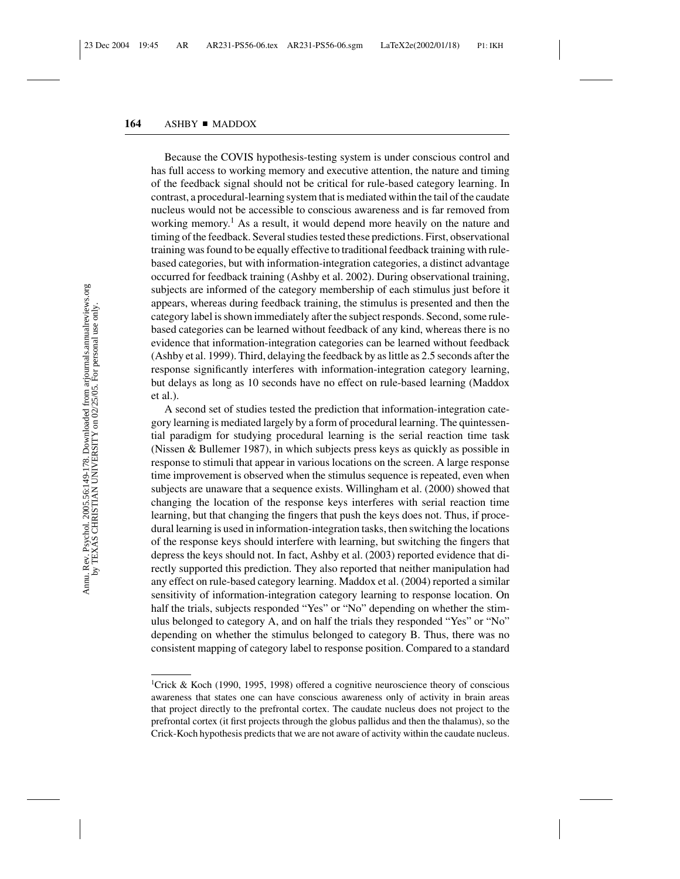Because the COVIS hypothesis-testing system is under conscious control and has full access to working memory and executive attention, the nature and timing of the feedback signal should not be critical for rule-based category learning. In contrast, a procedural-learning system that is mediated within the tail of the caudate nucleus would not be accessible to conscious awareness and is far removed from working memory.[1] As a result, it would depend more heavily on the nature and timing of the feedback. Several studies tested these predictions. First, observational training was found to be equally effective to traditional feedback training with rule-based categories, but with information-integration categories, a distinct advantage occurred for feedback training (Ashby et al. 2002). During observational training, subjects are informed of the category membership of each stimulus just before it appears, whereas during feedback training, the stimulus is presented and then the category label is shown immediately after the subject responds. Second, some rule-based categories can be learned without feedback of any kind, whereas there is no evidence that information-integration categories can be learned without feedback (Ashby et al. 1999). Third, delaying the feedback by as little as 2.5 seconds after the response significantly interferes with information-integration category learning, but delays as long as 10 seconds have no effect on rule-based learning (Maddox et al.).

A second set of studies tested the prediction that information-integration category learning is mediated largely by a form of procedural learning. The quintessential paradigm for studying procedural learning is the serial reaction time task (Nissen & Bullemer 1987), in which subjects press keys as quickly as possible in response to stimuli that appear in various locations on the screen. A large response time improvement is observed when the stimulus sequence is repeated, even when subjects are unaware that a sequence exists. Willingham et al. (2000) showed that changing the location of the response keys interferes with serial reaction time learning, but that changing the fingers that push the keys does not. Thus, if procedural learning is used in information-integration tasks, then switching the locations of the response keys should interfere with learning, but switching the fingers that depress the keys should not. In fact, Ashby et al. (2003) reported evidence that directly supported this prediction. They also reported that neither manipulation had any effect on rule-based category learning. Maddox et al. (2004) reported a similar sensitivity of information-integration category learning to response location. On half the trials, subjects responded "Yes" or "No" depending on whether the stimulus belonged to category A, and on half the trials they responded "Yes" or "No" depending on whether the stimulus belonged to category B. Thus, there was no consistent mapping of category label to response position. Compared to a standard

[1]Crick & Koch (1990, 1995, 1998) offered a cognitive neuroscience theory of conscious awareness that states one can have conscious awareness only of activity in brain areas that project directly to the prefrontal cortex. The caudate nucleus does not project to the prefrontal cortex (it first projects through the globus pallidus and then the thalamus), so the Crick-Koch hypothesis predicts that we are not aware of activity within the caudate nucleus.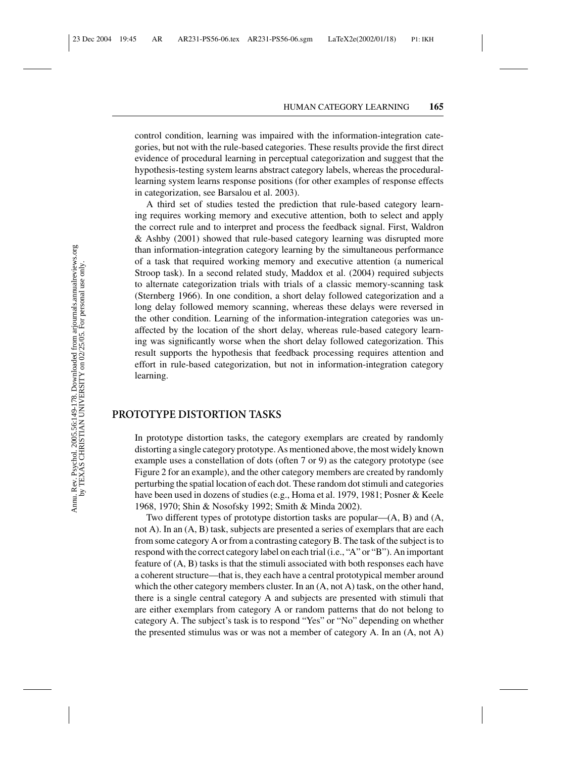control condition, learning was impaired with the information-integration categories, but not with the rule-based categories. These results provide the first direct evidence of procedural learning in perceptual categorization and suggest that the hypothesis-testing system learns abstract category labels, whereas the procedural-learning system learns response positions (for other examples of response effects in categorization, see Barsalou et al. 2003).

A third set of studies tested the prediction that rule-based category learning requires working memory and executive attention, both to select and apply the correct rule and to interpret and process the feedback signal. First, Waldron & Ashby (2001) showed that rule-based category learning was disrupted more than information-integration category learning by the simultaneous performance of a task that required working memory and executive attention (a numerical Stroop task). In a second related study, Maddox et al. (2004) required subjects to alternate categorization trials with trials of a classic memory-scanning task (Sternberg 1966). In one condition, a short delay followed categorization and a long delay followed memory scanning, whereas these delays were reversed in the other condition. Learning of the information-integration categories was unaffected by the location of the short delay, whereas rule-based category learning was significantly worse when the short delay followed categorization. This result supports the hypothesis that feedback processing requires attention and effort in rule-based categorization, but not in information-integration category learning.

## PROTOTYPE DISTORTION TASKS

In prototype distortion tasks, the category exemplars are created by randomly distorting a single category prototype. As mentioned above, the most widely known example uses a constellation of dots (often 7 or 9) as the category prototype (see Figure 2 for an example), and the other category members are created by randomly perturbing the spatial location of each dot. These random dot stimuli and categories have been used in dozens of studies (e.g., Homa et al. 1979, 1981; Posner & Keele 1968, 1970; Shin & Nosofsky 1992; Smith & Minda 2002).

Two different types of prototype distortion tasks are popular—(A, B) and (A, not A). In an (A, B) task, subjects are presented a series of exemplars that are each from some category A or from a contrasting category B. The task of the subject is to respond with the correct category label on each trial (i.e., "A" or "B"). An important feature of (A, B) tasks is that the stimuli associated with both responses each have a coherent structure—that is, they each have a central prototypical member around which the other category members cluster. In an (A, not A) task, on the other hand, there is a single central category A and subjects are presented with stimuli that are either exemplars from category A or random patterns that do not belong to category A. The subject's task is to respond "Yes" or "No" depending on whether the presented stimulus was or was not a member of category A. In an (A, not A)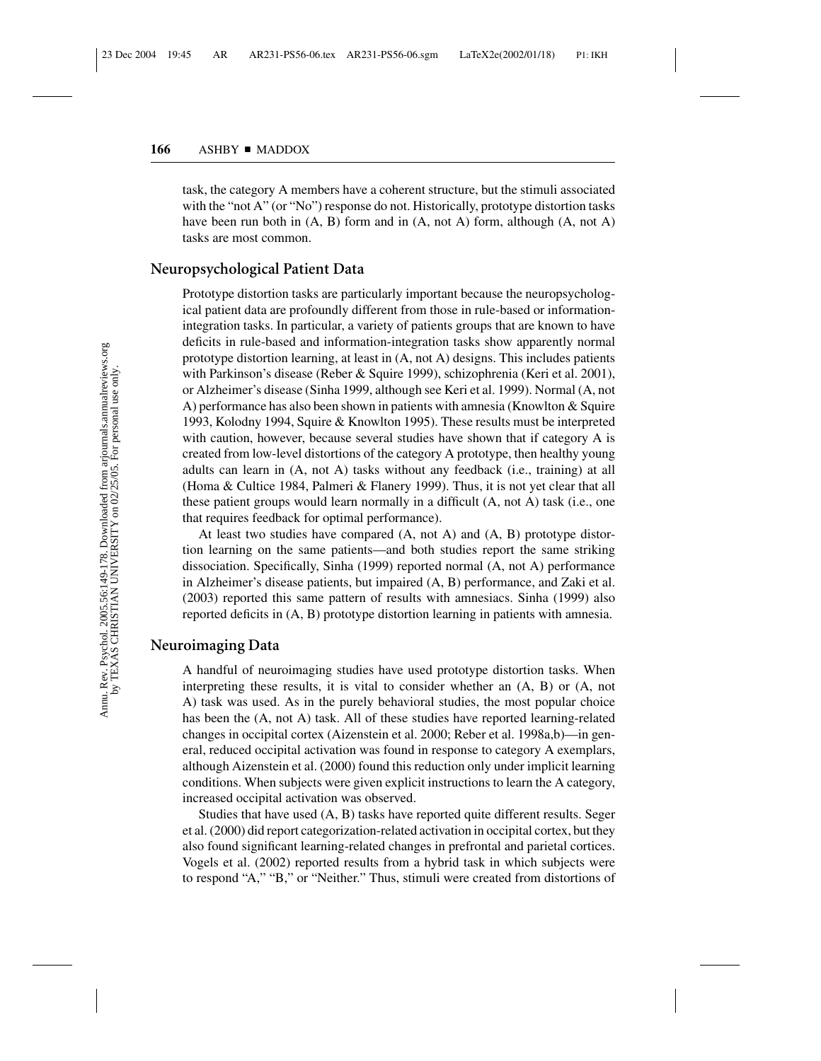task, the category A members have a coherent structure, but the stimuli associated with the "not A" (or "No") response do not. Historically, prototype distortion tasks have been run both in (A, B) form and in (A, not A) form, although (A, not A) tasks are most common.

## Neuropsychological Patient Data

Prototype distortion tasks are particularly important because the neuropsychological patient data are profoundly different from those in rule-based or information-integration tasks. In particular, a variety of patients groups that are known to have deficits in rule-based and information-integration tasks show apparently normal prototype distortion learning, at least in (A, not A) designs. This includes patients with Parkinson's disease (Reber & Squire 1999), schizophrenia (Keri et al. 2001), or Alzheimer's disease (Sinha 1999, although see Keri et al. 1999). Normal (A, not A) performance has also been shown in patients with amnesia (Knowlton & Squire 1993, Kolodny 1994, Squire & Knowlton 1995). These results must be interpreted with caution, however, because several studies have shown that if category A is created from low-level distortions of the category A prototype, then healthy young adults can learn in (A, not A) tasks without any feedback (i.e., training) at all (Homa & Cultice 1984, Palmeri & Flanery 1999). Thus, it is not yet clear that all these patient groups would learn normally in a difficult (A, not A) task (i.e., one that requires feedback for optimal performance).

At least two studies have compared (A, not A) and (A, B) prototype distortion learning on the same patients—and both studies report the same striking dissociation. Specifically, Sinha (1999) reported normal (A, not A) performance in Alzheimer's disease patients, but impaired (A, B) performance, and Zaki et al. (2003) reported this same pattern of results with amnesiacs. Sinha (1999) also reported deficits in (A, B) prototype distortion learning in patients with amnesia.

## Neuroimaging Data

A handful of neuroimaging studies have used prototype distortion tasks. When interpreting these results, it is vital to consider whether an (A, B) or (A, not A) task was used. As in the purely behavioral studies, the most popular choice has been the (A, not A) task. All of these studies have reported learning-related changes in occipital cortex (Aizenstein et al. 2000; Reber et al. 1998a,b)—in general, reduced occipital activation was found in response to category A exemplars, although Aizenstein et al. (2000) found this reduction only under implicit learning conditions. When subjects were given explicit instructions to learn the A category, increased occipital activation was observed.

Studies that have used (A, B) tasks have reported quite different results. Seger et al. (2000) did report categorization-related activation in occipital cortex, but they also found significant learning-related changes in prefrontal and parietal cortices. Vogels et al. (2002) reported results from a hybrid task in which subjects were to respond "A," "B," or "Neither." Thus, stimuli were created from distortions of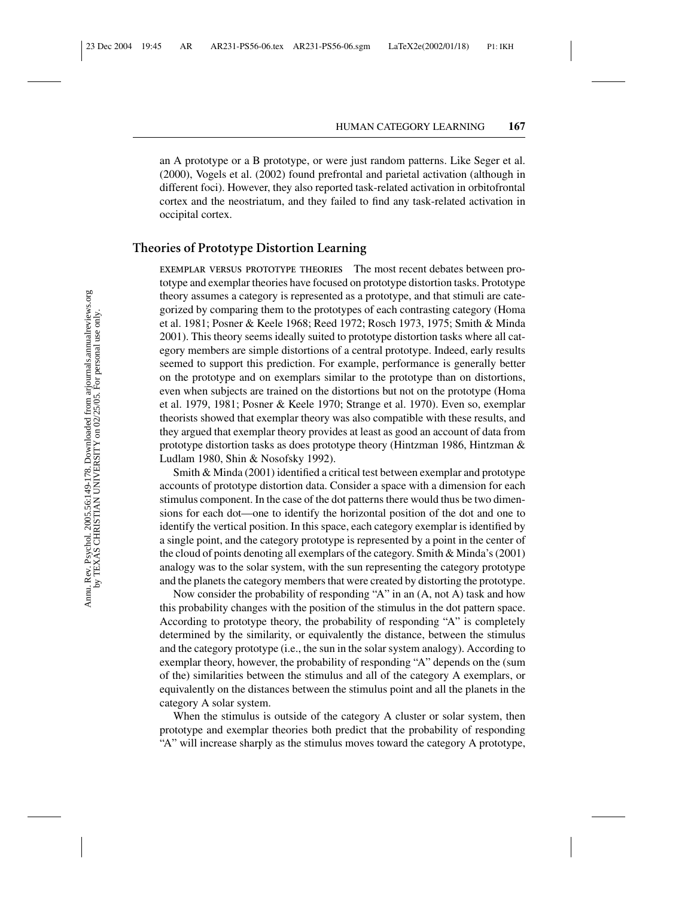an A prototype or a B prototype, or were just random patterns. Like Seger et al. (2000), Vogels et al. (2002) found prefrontal and parietal activation (although in different foci). However, they also reported task-related activation in orbitofrontal cortex and the neostriatum, and they failed to find any task-related activation in occipital cortex.

## Theories of Prototype Distortion Learning

EXEMPLAR VERSUS PROTOTYPE THEORIES The most recent debates between prototype and exemplar theories have focused on prototype distortion tasks. Prototype theory assumes a category is represented as a prototype, and that stimuli are categorized by comparing them to the prototypes of each contrasting category (Homa et al. 1981; Posner & Keele 1968; Reed 1972; Rosch 1973, 1975; Smith & Minda 2001). This theory seems ideally suited to prototype distortion tasks where all category members are simple distortions of a central prototype. Indeed, early results seemed to support this prediction. For example, performance is generally better on the prototype and on exemplars similar to the prototype than on distortions, even when subjects are trained on the distortions but not on the prototype (Homa et al. 1979, 1981; Posner & Keele 1970; Strange et al. 1970). Even so, exemplar theorists showed that exemplar theory was also compatible with these results, and they argued that exemplar theory provides at least as good an account of data from prototype distortion tasks as does prototype theory (Hintzman 1986, Hintzman & Ludlam 1980, Shin & Nosofsky 1992).

Smith & Minda (2001) identified a critical test between exemplar and prototype accounts of prototype distortion data. Consider a space with a dimension for each stimulus component. In the case of the dot patterns there would thus be two dimensions for each dot—one to identify the horizontal position of the dot and one to identify the vertical position. In this space, each category exemplar is identified by a single point, and the category prototype is represented by a point in the center of the cloud of points denoting all exemplars of the category. Smith & Minda's (2001) analogy was to the solar system, with the sun representing the category prototype and the planets the category members that were created by distorting the prototype.

Now consider the probability of responding "A" in an (A, not A) task and how this probability changes with the position of the stimulus in the dot pattern space. According to prototype theory, the probability of responding "A" is completely determined by the similarity, or equivalently the distance, between the stimulus and the category prototype (i.e., the sun in the solar system analogy). According to exemplar theory, however, the probability of responding "A" depends on the (sum of the) similarities between the stimulus and all of the category A exemplars, or equivalently on the distances between the stimulus point and all the planets in the category A solar system.

When the stimulus is outside of the category A cluster or solar system, then prototype and exemplar theories both predict that the probability of responding "A" will increase sharply as the stimulus moves toward the category A prototype,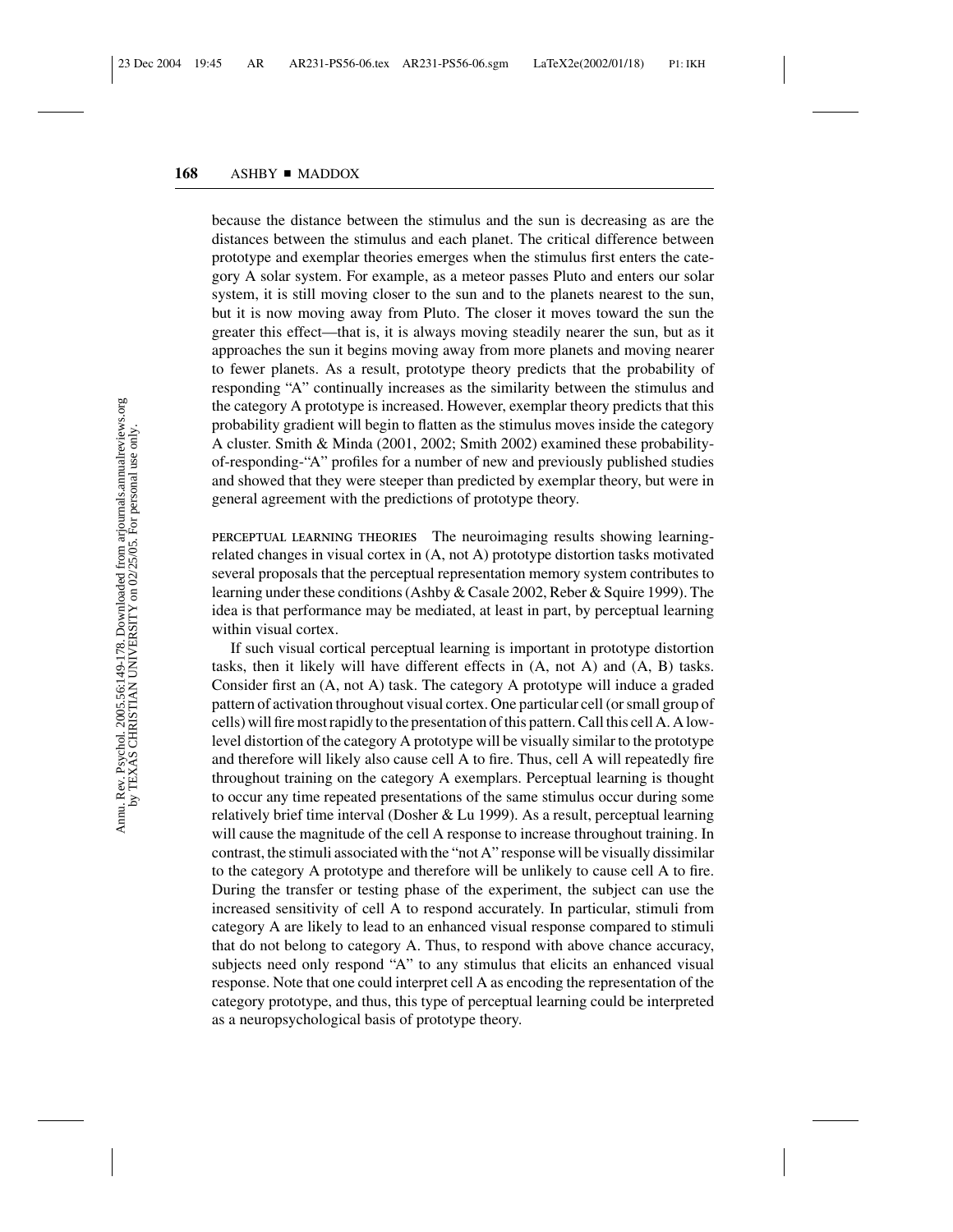because the distance between the stimulus and the sun is decreasing as are the distances between the stimulus and each planet. The critical difference between prototype and exemplar theories emerges when the stimulus first enters the category A solar system. For example, as a meteor passes Pluto and enters our solar system, it is still moving closer to the sun and to the planets nearest to the sun, but it is now moving away from Pluto. The closer it moves toward the sun the greater this effect—that is, it is always moving steadily nearer the sun, but as it approaches the sun it begins moving away from more planets and moving nearer to fewer planets. As a result, prototype theory predicts that the probability of responding "A" continually increases as the similarity between the stimulus and the category A prototype is increased. However, exemplar theory predicts that this probability gradient will begin to flatten as the stimulus moves inside the category A cluster. Smith & Minda (2001, 2002; Smith 2002) examined these probability-of-responding-"A" profiles for a number of new and previously published studies and showed that they were steeper than predicted by exemplar theory, but were in general agreement with the predictions of prototype theory.

**PERCEPTUAL LEARNING THEORIES** The neuroimaging results showing learning-related changes in visual cortex in (A, not A) prototype distortion tasks motivated several proposals that the perceptual representation memory system contributes to learning under these conditions (Ashby & Casale 2002, Reber & Squire 1999). The idea is that performance may be mediated, at least in part, by perceptual learning within visual cortex.

If such visual cortical perceptual learning is important in prototype distortion tasks, then it likely will have different effects in (A, not A) and (A, B) tasks. Consider first an (A, not A) task. The category A prototype will induce a graded pattern of activation throughout visual cortex. One particular cell (or small group of cells) will fire most rapidly to the presentation of this pattern. Call this cell A. A low-level distortion of the category A prototype will be visually similar to the prototype and therefore will likely also cause cell A to fire. Thus, cell A will repeatedly fire throughout training on the category A exemplars. Perceptual learning is thought to occur any time repeated presentations of the same stimulus occur during some relatively brief time interval (Dosher & Lu 1999). As a result, perceptual learning will cause the magnitude of the cell A response to increase throughout training. In contrast, the stimuli associated with the "not A" response will be visually dissimilar to the category A prototype and therefore will be unlikely to cause cell A to fire. During the transfer or testing phase of the experiment, the subject can use the increased sensitivity of cell A to respond accurately. In particular, stimuli from category A are likely to lead to an enhanced visual response compared to stimuli that do not belong to category A. Thus, to respond with above chance accuracy, subjects need only respond "A" to any stimulus that elicits an enhanced visual response. Note that one could interpret cell A as encoding the representation of the category prototype, and thus, this type of perceptual learning could be interpreted as a neuropsychological basis of prototype theory.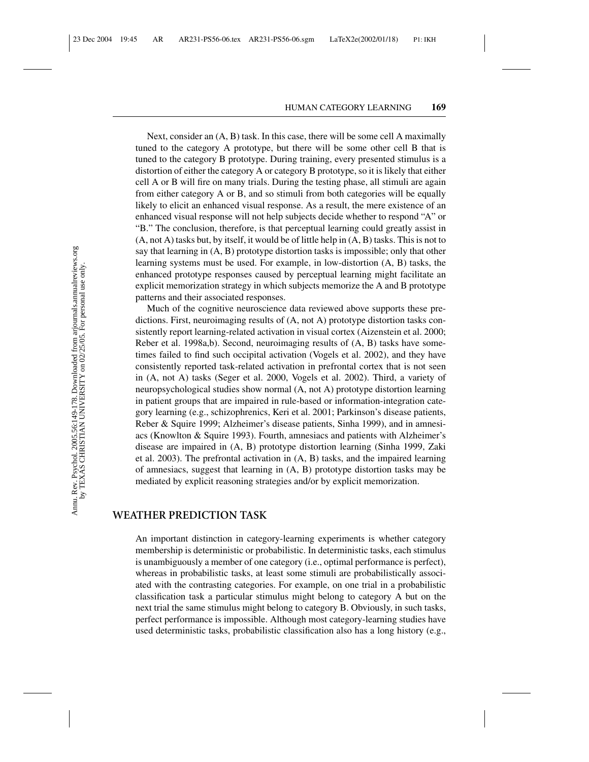Next, consider an (A, B) task. In this case, there will be some cell A maximally tuned to the category A prototype, but there will be some other cell B that is tuned to the category B prototype. During training, every presented stimulus is a distortion of either the category A or category B prototype, so it is likely that either cell A or B will fire on many trials. During the testing phase, all stimuli are again from either category A or B, and so stimuli from both categories will be equally likely to elicit an enhanced visual response. As a result, the mere existence of an enhanced visual response will not help subjects decide whether to respond "A" or "B." The conclusion, therefore, is that perceptual learning could greatly assist in (A, not A) tasks but, by itself, it would be of little help in (A, B) tasks. This is not to say that learning in (A, B) prototype distortion tasks is impossible; only that other learning systems must be used. For example, in low-distortion (A, B) tasks, the enhanced prototype responses caused by perceptual learning might facilitate an explicit memorization strategy in which subjects memorize the A and B prototype patterns and their associated responses.

Much of the cognitive neuroscience data reviewed above supports these predictions. First, neuroimaging results of (A, not A) prototype distortion tasks consistently report learning-related activation in visual cortex (Aizenstein et al. 2000; Reber et al. 1998a,b). Second, neuroimaging results of (A, B) tasks have sometimes failed to find such occipital activation (Vogels et al. 2002), and they have consistently reported task-related activation in prefrontal cortex that is not seen in (A, not A) tasks (Seger et al. 2000, Vogels et al. 2002). Third, a variety of neuropsychological studies show normal (A, not A) prototype distortion learning in patient groups that are impaired in rule-based or information-integration category learning (e.g., schizophrenics, Keri et al. 2001; Parkinson's disease patients, Reber & Squire 1999; Alzheimer's disease patients, Sinha 1999), and in amnesiacs (Knowlton & Squire 1993). Fourth, amnesiacs and patients with Alzheimer's disease are impaired in (A, B) prototype distortion learning (Sinha 1999, Zaki et al. 2003). The prefrontal activation in (A, B) tasks, and the impaired learning of amnesiacs, suggest that learning in (A, B) prototype distortion tasks may be mediated by explicit reasoning strategies and/or by explicit memorization.

## WEATHER PREDICTION TASK

An important distinction in category-learning experiments is whether category membership is deterministic or probabilistic. In deterministic tasks, each stimulus is unambiguously a member of one category (i.e., optimal performance is perfect), whereas in probabilistic tasks, at least some stimuli are probabilistically associated with the contrasting categories. For example, on one trial in a probabilistic classification task a particular stimulus might belong to category A but on the next trial the same stimulus might belong to category B. Obviously, in such tasks, perfect performance is impossible. Although most category-learning studies have used deterministic tasks, probabilistic classification also has a long history (e.g.,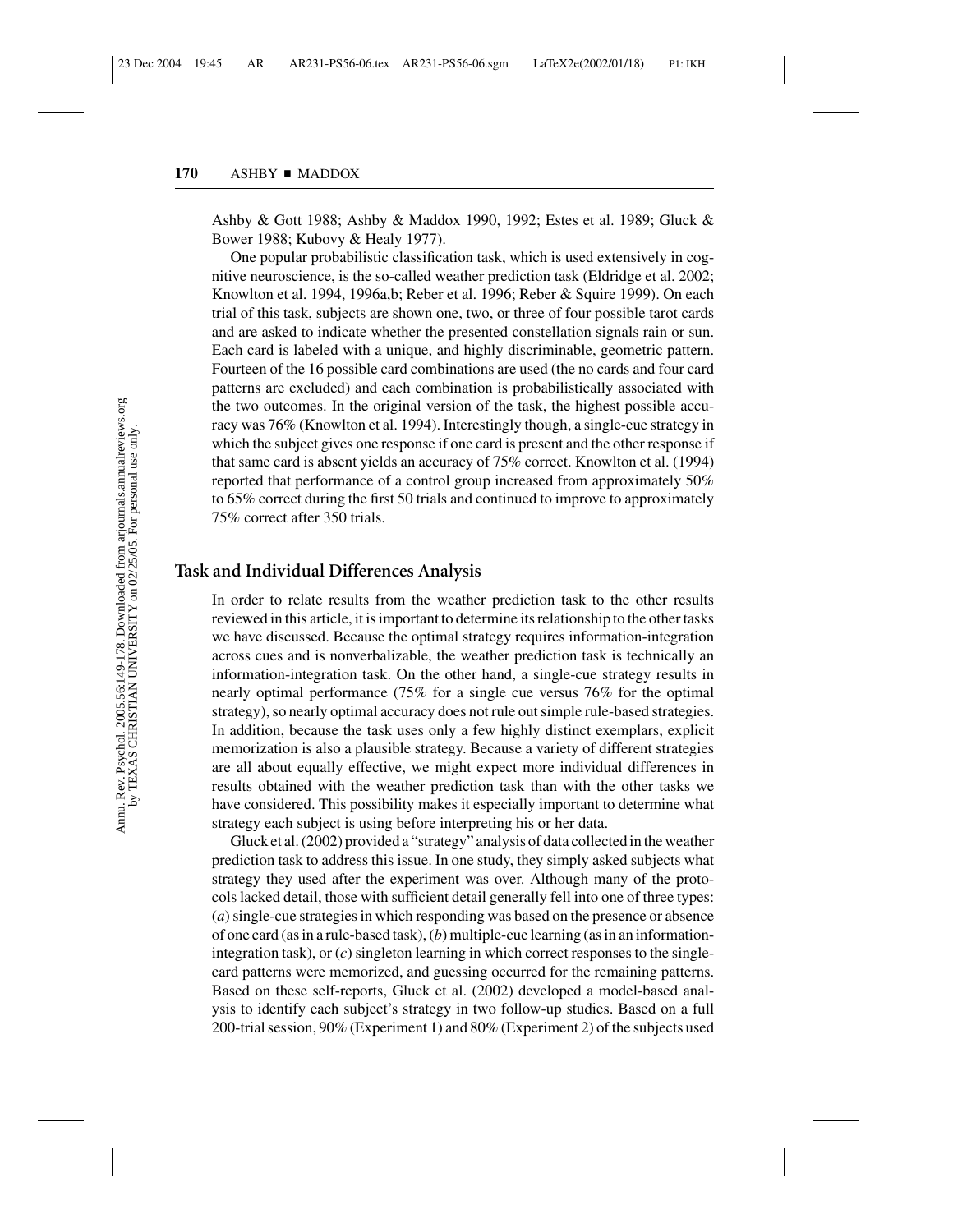Ashby & Gott 1988; Ashby & Maddox 1990, 1992; Estes et al. 1989; Gluck & Bower 1988; Kubovy & Healy 1977).

One popular probabilistic classification task, which is used extensively in cognitive neuroscience, is the so-called weather prediction task (Eldridge et al. 2002; Knowlton et al. 1994, 1996a,b; Reber et al. 1996; Reber & Squire 1999). On each trial of this task, subjects are shown one, two, or three of four possible tarot cards and are asked to indicate whether the presented constellation signals rain or sun. Each card is labeled with a unique, and highly discriminable, geometric pattern. Fourteen of the 16 possible card combinations are used (the no cards and four card patterns are excluded) and each combination is probabilistically associated with the two outcomes. In the original version of the task, the highest possible accuracy was 76% (Knowlton et al. 1994). Interestingly though, a single-cue strategy in which the subject gives one response if one card is present and the other response if that same card is absent yields an accuracy of 75% correct. Knowlton et al. (1994) reported that performance of a control group increased from approximately 50% to 65% correct during the first 50 trials and continued to improve to approximately 75% correct after 350 trials.

## Task and Individual Differences Analysis

In order to relate results from the weather prediction task to the other results reviewed in this article, it is important to determine its relationship to the other tasks we have discussed. Because the optimal strategy requires information-integration across cues and is nonverbalizable, the weather prediction task is technically an information-integration task. On the other hand, a single-cue strategy results in nearly optimal performance (75% for a single cue versus 76% for the optimal strategy), so nearly optimal accuracy does not rule out simple rule-based strategies. In addition, because the task uses only a few highly distinct exemplars, explicit memorization is also a plausible strategy. Because a variety of different strategies are all about equally effective, we might expect more individual differences in results obtained with the weather prediction task than with the other tasks we have considered. This possibility makes it especially important to determine what strategy each subject is using before interpreting his or her data.

Gluck et al. (2002) provided a "strategy" analysis of data collected in the weather prediction task to address this issue. In one study, they simply asked subjects what strategy they used after the experiment was over. Although many of the protocols lacked detail, those with sufficient detail generally fell into one of three types: (*a*) single-cue strategies in which responding was based on the presence or absence of one card (as in a rule-based task), (*b*) multiple-cue learning (as in an information-integration task), or (*c*) singleton learning in which correct responses to the single-card patterns were memorized, and guessing occurred for the remaining patterns. Based on these self-reports, Gluck et al. (2002) developed a model-based analysis to identify each subject's strategy in two follow-up studies. Based on a full 200-trial session, 90% (Experiment 1) and 80% (Experiment 2) of the subjects used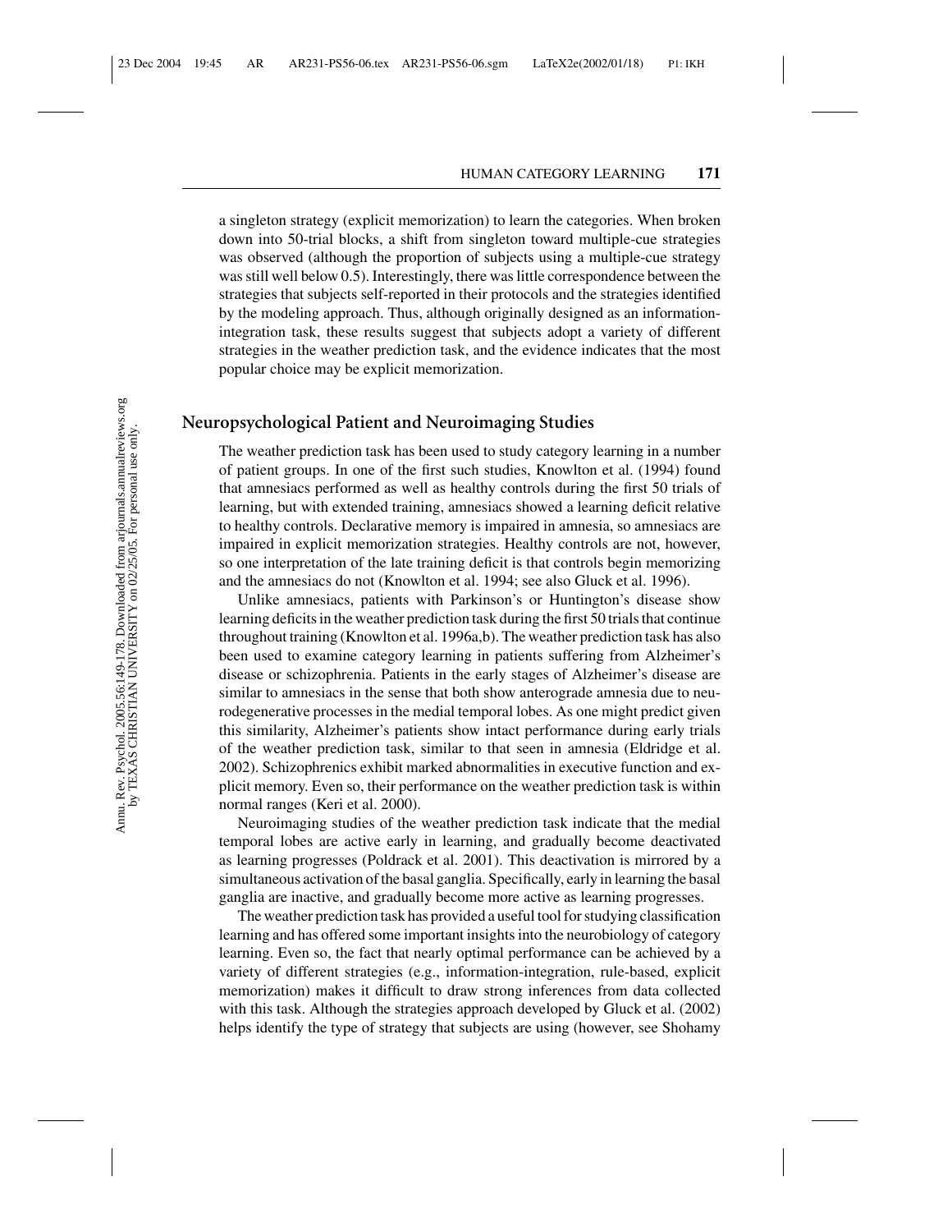a singleton strategy (explicit memorization) to learn the categories. When broken down into 50-trial blocks, a shift from singleton toward multiple-cue strategies was observed (although the proportion of subjects using a multiple-cue strategy was still well below 0.5). Interestingly, there was little correspondence between the strategies that subjects self-reported in their protocols and the strategies identified by the modeling approach. Thus, although originally designed as an information-integration task, these results suggest that subjects adopt a variety of different strategies in the weather prediction task, and the evidence indicates that the most popular choice may be explicit memorization.

## Neuropsychological Patient and Neuroimaging Studies

The weather prediction task has been used to study category learning in a number of patient groups. In one of the first such studies, Knowlton et al. (1994) found that amnesiacs performed as well as healthy controls during the first 50 trials of learning, but with extended training, amnesiacs showed a learning deficit relative to healthy controls. Declarative memory is impaired in amnesia, so amnesiacs are impaired in explicit memorization strategies. Healthy controls are not, however, so one interpretation of the late training deficit is that controls begin memorizing and the amnesiacs do not (Knowlton et al. 1994; see also Gluck et al. 1996).

Unlike amnesiacs, patients with Parkinson's or Huntington's disease show learning deficits in the weather prediction task during the first 50 trials that continue throughout training (Knowlton et al. 1996a,b). The weather prediction task has also been used to examine category learning in patients suffering from Alzheimer's disease or schizophrenia. Patients in the early stages of Alzheimer's disease are similar to amnesiacs in the sense that both show anterograde amnesia due to neurodegenerative processes in the medial temporal lobes. As one might predict given this similarity, Alzheimer's patients show intact performance during early trials of the weather prediction task, similar to that seen in amnesia (Eldridge et al. 2002). Schizophrenics exhibit marked abnormalities in executive function and explicit memory. Even so, their performance on the weather prediction task is within normal ranges (Keri et al. 2000).

Neuroimaging studies of the weather prediction task indicate that the medial temporal lobes are active early in learning, and gradually become deactivated as learning progresses (Poldrack et al. 2001). This deactivation is mirrored by a simultaneous activation of the basal ganglia. Specifically, early in learning the basal ganglia are inactive, and gradually become more active as learning progresses.

The weather prediction task has provided a useful tool for studying classification learning and has offered some important insights into the neurobiology of category learning. Even so, the fact that nearly optimal performance can be achieved by a variety of different strategies (e.g., information-integration, rule-based, explicit memorization) makes it difficult to draw strong inferences from data collected with this task. Although the strategies approach developed by Gluck et al. (2002) helps identify the type of strategy that subjects are using (however, see Shohamy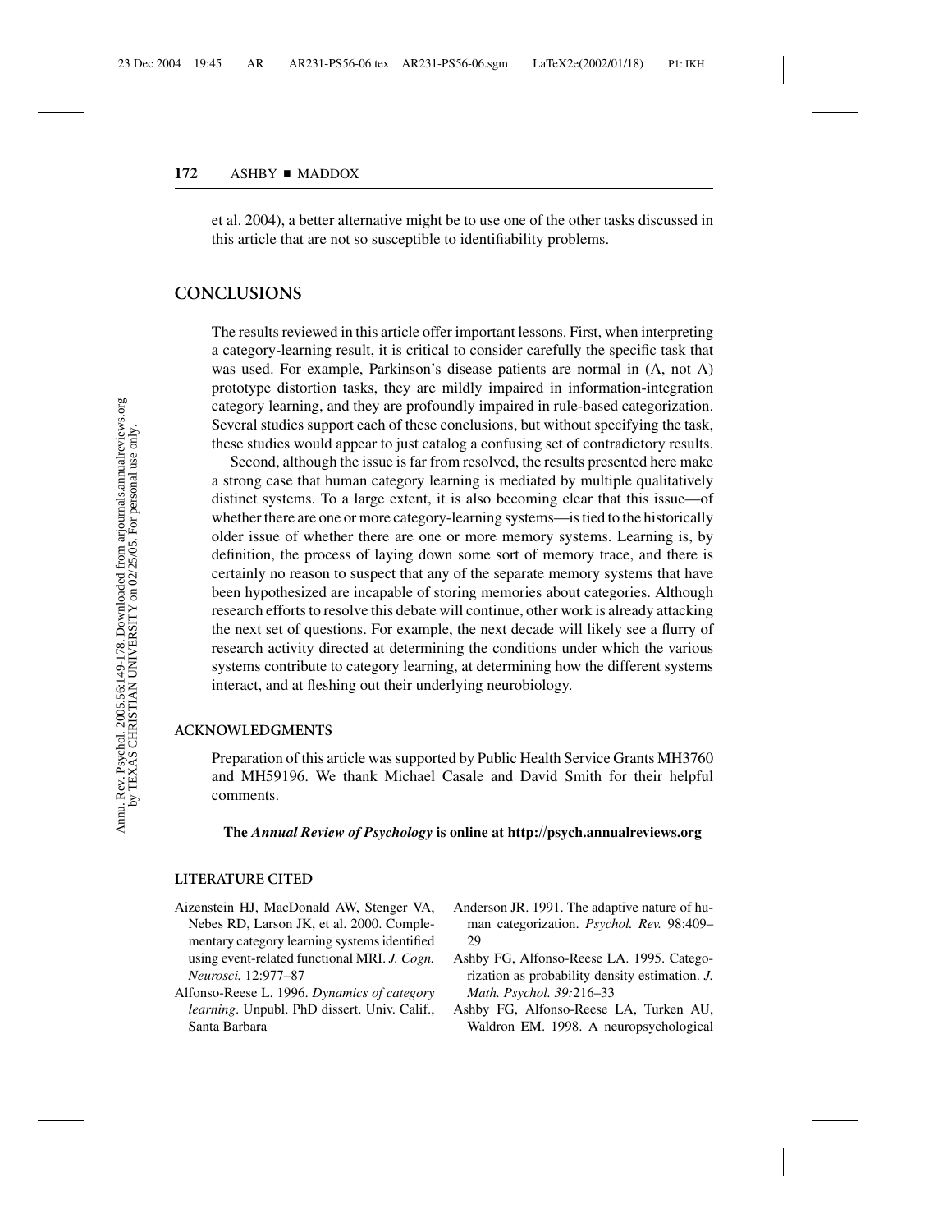et al. 2004), a better alternative might be to use one of the other tasks discussed in this article that are not so susceptible to identifiability problems.

## CONCLUSIONS

The results reviewed in this article offer important lessons. First, when interpreting a category-learning result, it is critical to consider carefully the specific task that was used. For example, Parkinson's disease patients are normal in (A, not A) prototype distortion tasks, they are mildly impaired in information-integration category learning, and they are profoundly impaired in rule-based categorization. Several studies support each of these conclusions, but without specifying the task, these studies would appear to just catalog a confusing set of contradictory results.

Second, although the issue is far from resolved, the results presented here make a strong case that human category learning is mediated by multiple qualitatively distinct systems. To a large extent, it is also becoming clear that this issue—of whether there are one or more category-learning systems—is tied to the historically older issue of whether there are one or more memory systems. Learning is, by definition, the process of laying down some sort of memory trace, and there is certainly no reason to suspect that any of the separate memory systems that have been hypothesized are incapable of storing memories about categories. Although research efforts to resolve this debate will continue, other work is already attacking the next set of questions. For example, the next decade will likely see a flurry of research activity directed at determining the conditions under which the various systems contribute to category learning, at determining how the different systems interact, and at fleshing out their underlying neurobiology.

### ACKNOWLEDGMENTS

Preparation of this article was supported by Public Health Service Grants MH3760 and MH59196. We thank Michael Casale and David Smith for their helpful comments.

**The *Annual Review of Psychology* is online at http://psych.annualreviews.org**

### LITERATURE CITED

Aizenstein HJ, MacDonald AW, Stenger VA, Nebes RD, Larson JK, et al. 2000. Complementary category learning systems identified using event-related functional MRI. *J. Cogn. Neurosci.* 12:977–87

Alfonso-Reese L. 1996. *Dynamics of category learning*. Unpubl. PhD dissert. Univ. Calif., Santa Barbara

Anderson JR. 1991. The adaptive nature of human categorization. *Psychol. Rev.* 98:409–29

Ashby FG, Alfonso-Reese LA. 1995. Categorization as probability density estimation. *J. Math. Psychol. 39:*216–33

Ashby FG, Alfonso-Reese LA, Turken AU, Waldron EM. 1998. A neuropsychological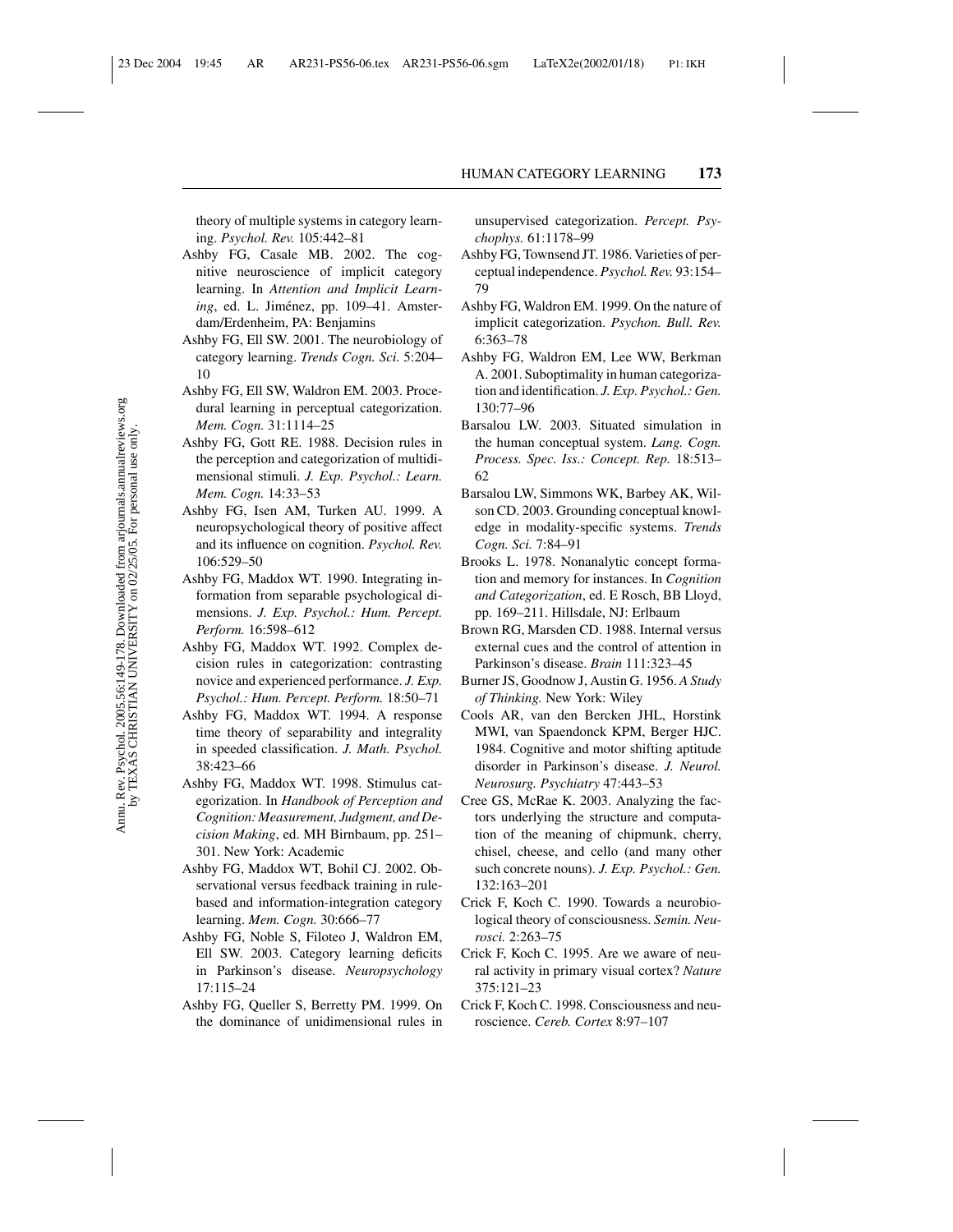theory of multiple systems in category learning. *Psychol. Rev.* 105:442–81

Ashby FG, Casale MB. 2002. The cognitive neuroscience of implicit category learning. In *Attention and Implicit Learning*, ed. L. Jiménez, pp. 109–41. Amsterdam/Erdenheim, PA: Benjamins

Ashby FG, Ell SW. 2001. The neurobiology of category learning. *Trends Cogn. Sci.* 5:204–10

Ashby FG, Ell SW, Waldron EM. 2003. Procedural learning in perceptual categorization. *Mem. Cogn.* 31:1114–25

Ashby FG, Gott RE. 1988. Decision rules in the perception and categorization of multidimensional stimuli. *J. Exp. Psychol.: Learn. Mem. Cogn.* 14:33–53

Ashby FG, Isen AM, Turken AU. 1999. A neuropsychological theory of positive affect and its influence on cognition. *Psychol. Rev.* 106:529–50

Ashby FG, Maddox WT. 1990. Integrating information from separable psychological dimensions. *J. Exp. Psychol.: Hum. Percept. Perform.* 16:598–612

Ashby FG, Maddox WT. 1992. Complex decision rules in categorization: contrasting novice and experienced performance. *J. Exp. Psychol.: Hum. Percept. Perform.* 18:50–71

Ashby FG, Maddox WT. 1994. A response time theory of separability and integrality in speeded classification. *J. Math. Psychol.* 38:423–66

Ashby FG, Maddox WT. 1998. Stimulus categorization. In *Handbook of Perception and Cognition: Measurement, Judgment, and Decision Making*, ed. MH Birnbaum, pp. 251–301. New York: Academic

Ashby FG, Maddox WT, Bohil CJ. 2002. Observational versus feedback training in rule-based and information-integration category learning. *Mem. Cogn.* 30:666–77

Ashby FG, Noble S, Filoteo J, Waldron EM, Ell SW. 2003. Category learning deficits in Parkinson's disease. *Neuropsychology* 17:115–24

Ashby FG, Queller S, Berretty PM. 1999. On the dominance of unidimensional rules in unsupervised categorization. *Percept. Psychophys.* 61:1178–99

Ashby FG, Townsend JT. 1986. Varieties of perceptual independence. *Psychol. Rev.* 93:154–79

Ashby FG, Waldron EM. 1999. On the nature of implicit categorization. *Psychon. Bull. Rev.* 6:363–78

Ashby FG, Waldron EM, Lee WW, Berkman A. 2001. Suboptimality in human categorization and identification. *J. Exp. Psychol.: Gen.* 130:77–96

Barsalou LW. 2003. Situated simulation in the human conceptual system. *Lang. Cogn. Process. Spec. Iss.: Concept. Rep.* 18:513–62

Barsalou LW, Simmons WK, Barbey AK, Wilson CD. 2003. Grounding conceptual knowledge in modality-specific systems. *Trends Cogn. Sci.* 7:84–91

Brooks L. 1978. Nonanalytic concept formation and memory for instances. In *Cognition and Categorization*, ed. E Rosch, BB Lloyd, pp. 169–211. Hillsdale, NJ: Erlbaum

Brown RG, Marsden CD. 1988. Internal versus external cues and the control of attention in Parkinson's disease. *Brain* 111:323–45

Burner JS, Goodnow J, Austin G. 1956. *A Study of Thinking.* New York: Wiley

Cools AR, van den Bercken JHL, Horstink MWI, van Spaendonck KPM, Berger HJC. 1984. Cognitive and motor shifting aptitude disorder in Parkinson's disease. *J. Neurol. Neurosurg. Psychiatry* 47:443–53

Cree GS, McRae K. 2003. Analyzing the factors underlying the structure and computation of the meaning of chipmunk, cherry, chisel, cheese, and cello (and many other such concrete nouns). *J. Exp. Psychol.: Gen.* 132:163–201

Crick F, Koch C. 1990. Towards a neurobiological theory of consciousness. *Semin. Neurosci.* 2:263–75

Crick F, Koch C. 1995. Are we aware of neural activity in primary visual cortex? *Nature* 375:121–23

Crick F, Koch C. 1998. Consciousness and neuroscience. *Cereb. Cortex* 8:97–107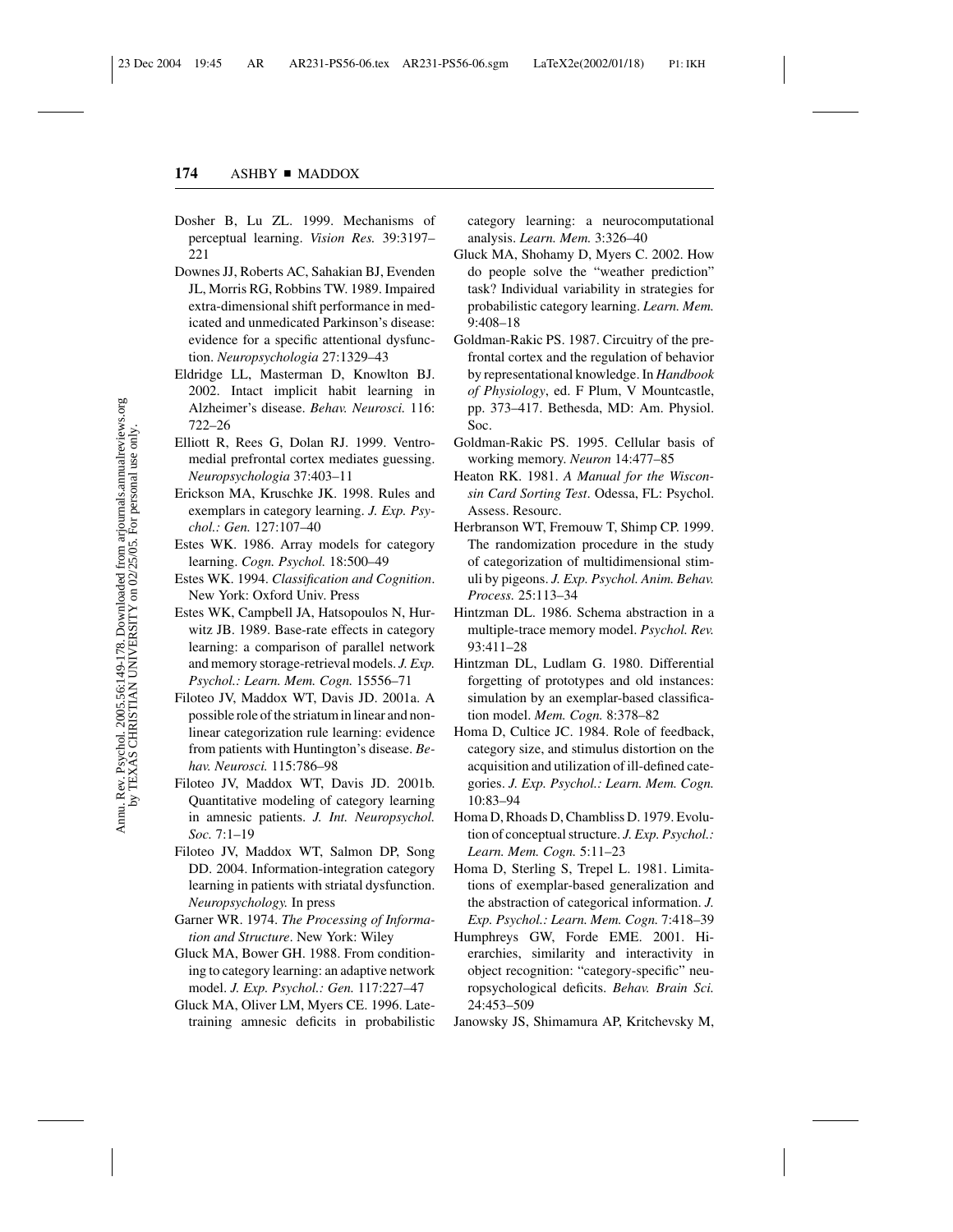Dosher B, Lu ZL. 1999. Mechanisms of perceptual learning. *Vision Res.* 39:3197–221

Downes JJ, Roberts AC, Sahakian BJ, Evenden JL, Morris RG, Robbins TW. 1989. Impaired extra-dimensional shift performance in medicated and unmedicated Parkinson's disease: evidence for a specific attentional dysfunction. *Neuropsychologia* 27:1329–43

Eldridge LL, Masterman D, Knowlton BJ. 2002. Intact implicit habit learning in Alzheimer's disease. *Behav. Neurosci.* 116: 722–26

Elliott R, Rees G, Dolan RJ. 1999. Ventromedial prefrontal cortex mediates guessing. *Neuropsychologia* 37:403–11

Erickson MA, Kruschke JK. 1998. Rules and exemplars in category learning. *J. Exp. Psychol.: Gen.* 127:107–40

Estes WK. 1986. Array models for category learning. *Cogn. Psychol.* 18:500–49

Estes WK. 1994. *Classification and Cognition*. New York: Oxford Univ. Press

Estes WK, Campbell JA, Hatsopoulos N, Hurwitz JB. 1989. Base-rate effects in category learning: a comparison of parallel network and memory storage-retrieval models. *J. Exp. Psychol.: Learn. Mem. Cogn.* 15556–71

Filoteo JV, Maddox WT, Davis JD. 2001a. A possible role of the striatum in linear and nonlinear categorization rule learning: evidence from patients with Huntington's disease. *Behav. Neurosci.* 115:786–98

Filoteo JV, Maddox WT, Davis JD. 2001b. Quantitative modeling of category learning in amnesic patients. *J. Int. Neuropsychol. Soc.* 7:1–19

Filoteo JV, Maddox WT, Salmon DP, Song DD. 2004. Information-integration category learning in patients with striatal dysfunction. *Neuropsychology.* In press

Garner WR. 1974. *The Processing of Information and Structure*. New York: Wiley

Gluck MA, Bower GH. 1988. From conditioning to category learning: an adaptive network model. *J. Exp. Psychol.: Gen.* 117:227–47

Gluck MA, Oliver LM, Myers CE. 1996. Late-training amnesic deficits in probabilistic category learning: a neurocomputational analysis. *Learn. Mem.* 3:326–40

Gluck MA, Shohamy D, Myers C. 2002. How do people solve the "weather prediction" task? Individual variability in strategies for probabilistic category learning. *Learn. Mem.* 9:408–18

Goldman-Rakic PS. 1987. Circuitry of the prefrontal cortex and the regulation of behavior by representational knowledge. In *Handbook of Physiology*, ed. F Plum, V Mountcastle, pp. 373–417. Bethesda, MD: Am. Physiol. Soc.

Goldman-Rakic PS. 1995. Cellular basis of working memory. *Neuron* 14:477–85

Heaton RK. 1981. *A Manual for the Wisconsin Card Sorting Test*. Odessa, FL: Psychol. Assess. Resourc.

Herbranson WT, Fremouw T, Shimp CP. 1999. The randomization procedure in the study of categorization of multidimensional stimuli by pigeons. *J. Exp. Psychol. Anim. Behav. Process.* 25:113–34

Hintzman DL. 1986. Schema abstraction in a multiple-trace memory model. *Psychol. Rev.* 93:411–28

Hintzman DL, Ludlam G. 1980. Differential forgetting of prototypes and old instances: simulation by an exemplar-based classification model. *Mem. Cogn.* 8:378–82

Homa D, Cultice JC. 1984. Role of feedback, category size, and stimulus distortion on the acquisition and utilization of ill-defined categories. *J. Exp. Psychol.: Learn. Mem. Cogn.* 10:83–94

Homa D, Rhoads D, Chambliss D. 1979. Evolution of conceptual structure. *J. Exp. Psychol.: Learn. Mem. Cogn.* 5:11–23

Homa D, Sterling S, Trepel L. 1981. Limitations of exemplar-based generalization and the abstraction of categorical information. *J. Exp. Psychol.: Learn. Mem. Cogn.* 7:418–39

Humphreys GW, Forde EME. 2001. Hierarchies, similarity and interactivity in object recognition: "category-specific" neuropsychological deficits. *Behav. Brain Sci.* 24:453–509

Janowsky JS, Shimamura AP, Kritchevsky M,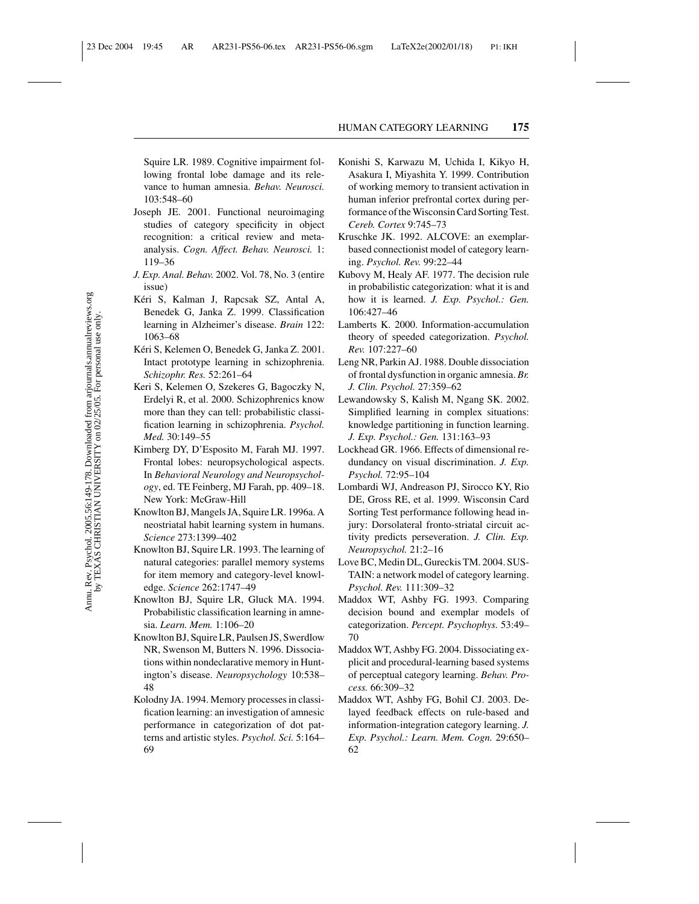Squire LR. 1989. Cognitive impairment following frontal lobe damage and its relevance to human amnesia. *Behav. Neurosci.* 103:548–60

Joseph JE. 2001. Functional neuroimaging studies of category specificity in object recognition: a critical review and meta-analysis. *Cogn. Affect. Behav. Neurosci.* 1: 119–36

*J. Exp. Anal. Behav.* 2002. Vol. 78, No. 3 (entire issue)

Kéri S, Kalman J, Rapcsak SZ, Antal A, Benedek G, Janka Z. 1999. Classification learning in Alzheimer's disease. *Brain* 122: 1063–68

Kéri S, Kelemen O, Benedek G, Janka Z. 2001. Intact prototype learning in schizophrenia. *Schizophr. Res.* 52:261–64

Keri S, Kelemen O, Szekeres G, Bagoczky N, Erdelyi R, et al. 2000. Schizophrenics know more than they can tell: probabilistic classification learning in schizophrenia. *Psychol. Med.* 30:149–55

Kimberg DY, D'Esposito M, Farah MJ. 1997. Frontal lobes: neuropsychological aspects. In *Behavioral Neurology and Neuropsychology*, ed. TE Feinberg, MJ Farah, pp. 409–18. New York: McGraw-Hill

Knowlton BJ, Mangels JA, Squire LR. 1996a. A neostriatal habit learning system in humans. *Science* 273:1399–402

Knowlton BJ, Squire LR. 1993. The learning of natural categories: parallel memory systems for item memory and category-level knowledge. *Science* 262:1747–49

Knowlton BJ, Squire LR, Gluck MA. 1994. Probabilistic classification learning in amnesia. *Learn. Mem.* 1:106–20

Knowlton BJ, Squire LR, Paulsen JS, Swerdlow NR, Swenson M, Butters N. 1996. Dissociations within nondeclarative memory in Huntington's disease. *Neuropsychology* 10:538–48

Kolodny JA. 1994. Memory processes in classification learning: an investigation of amnesic performance in categorization of dot patterns and artistic styles. *Psychol. Sci.* 5:164–69

Konishi S, Karwazu M, Uchida I, Kikyo H, Asakura I, Miyashita Y. 1999. Contribution of working memory to transient activation in human inferior prefrontal cortex during performance of the Wisconsin Card Sorting Test. *Cereb. Cortex* 9:745–73

Kruschke JK. 1992. ALCOVE: an exemplar-based connectionist model of category learning. *Psychol. Rev.* 99:22–44

Kubovy M, Healy AF. 1977. The decision rule in probabilistic categorization: what it is and how it is learned. *J. Exp. Psychol.: Gen.* 106:427–46

Lamberts K. 2000. Information-accumulation theory of speeded categorization. *Psychol. Rev.* 107:227–60

Leng NR, Parkin AJ. 1988. Double dissociation of frontal dysfunction in organic amnesia. *Br. J. Clin. Psychol.* 27:359–62

Lewandowsky S, Kalish M, Ngang SK. 2002. Simplified learning in complex situations: knowledge partitioning in function learning. *J. Exp. Psychol.: Gen.* 131:163–93

Lockhead GR. 1966. Effects of dimensional redundancy on visual discrimination. *J. Exp. Psychol.* 72:95–104

Lombardi WJ, Andreason PJ, Sirocco KY, Rio DE, Gross RE, et al. 1999. Wisconsin Card Sorting Test performance following head injury: Dorsolateral fronto-striatal circuit activity predicts perseveration. *J. Clin. Exp. Neuropsychol.* 21:2–16

Love BC, Medin DL, Gureckis TM. 2004. SUSTAIN: a network model of category learning. *Psychol. Rev.* 111:309–32

Maddox WT, Ashby FG. 1993. Comparing decision bound and exemplar models of categorization. *Percept. Psychophys.* 53:49–70

Maddox WT, Ashby FG. 2004. Dissociating explicit and procedural-learning based systems of perceptual category learning. *Behav. Process.* 66:309–32

Maddox WT, Ashby FG, Bohil CJ. 2003. Delayed feedback effects on rule-based and information-integration category learning. *J. Exp. Psychol.: Learn. Mem. Cogn.* 29:650–62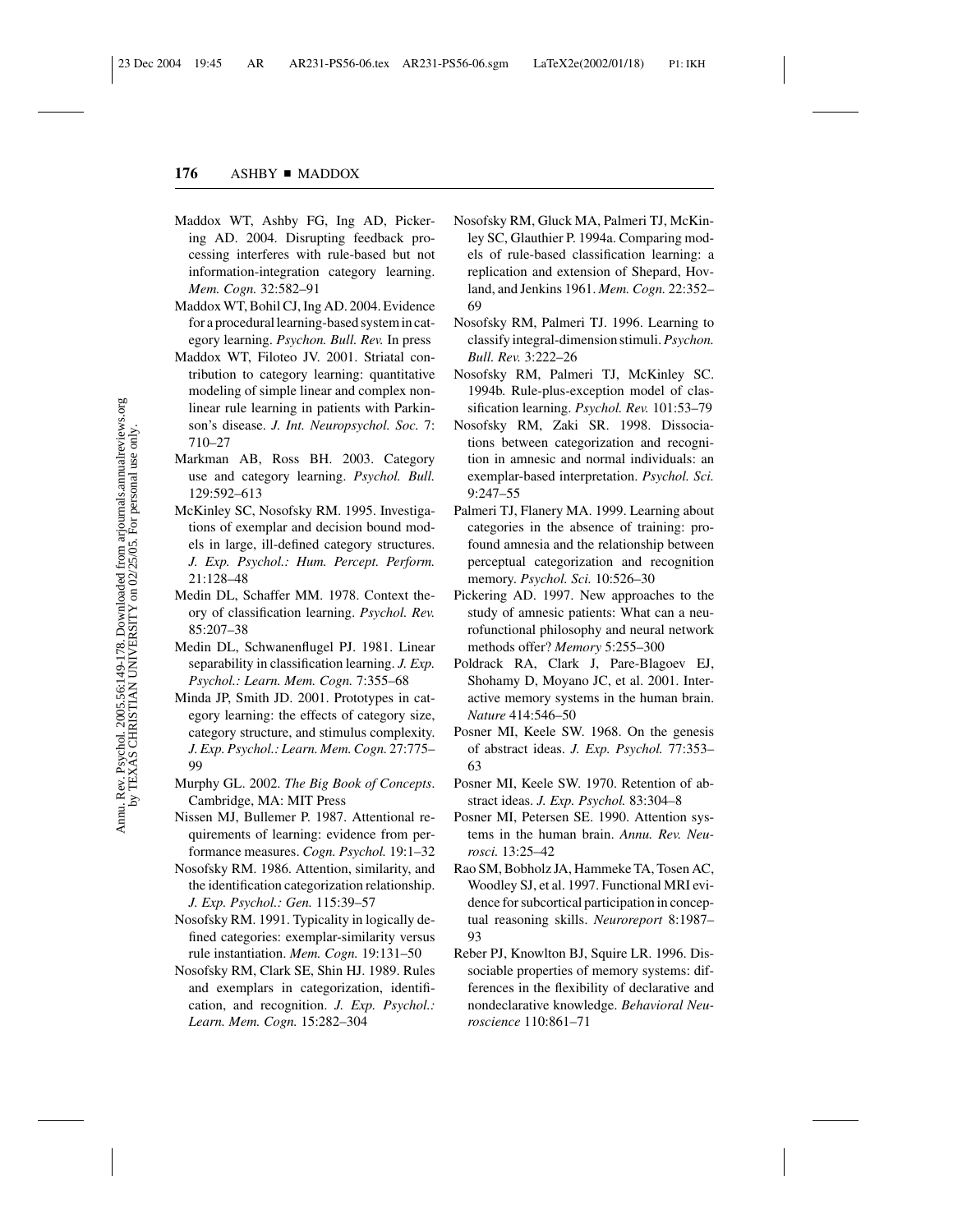Maddox WT, Ashby FG, Ing AD, Pickering AD. 2004. Disrupting feedback processing interferes with rule-based but not information-integration category learning. *Mem. Cogn.* 32:582–91

Maddox WT, Bohil CJ, Ing AD. 2004. Evidence for a procedural learning-based system in category learning. *Psychon. Bull. Rev.* In press

Maddox WT, Filoteo JV. 2001. Striatal contribution to category learning: quantitative modeling of simple linear and complex nonlinear rule learning in patients with Parkinson's disease. *J. Int. Neuropsychol. Soc.* 7: 710–27

Markman AB, Ross BH. 2003. Category use and category learning. *Psychol. Bull.* 129:592–613

McKinley SC, Nosofsky RM. 1995. Investigations of exemplar and decision bound models in large, ill-defined category structures. *J. Exp. Psychol.: Hum. Percept. Perform.* 21:128–48

Medin DL, Schaffer MM. 1978. Context theory of classification learning. *Psychol. Rev.* 85:207–38

Medin DL, Schwanenflugel PJ. 1981. Linear separability in classification learning. *J. Exp. Psychol.: Learn. Mem. Cogn.* 7:355–68

Minda JP, Smith JD. 2001. Prototypes in category learning: the effects of category size, category structure, and stimulus complexity. *J. Exp. Psychol.: Learn. Mem. Cogn.* 27:775–99

Murphy GL. 2002. *The Big Book of Concepts*. Cambridge, MA: MIT Press

Nissen MJ, Bullemer P. 1987. Attentional requirements of learning: evidence from performance measures. *Cogn. Psychol.* 19:1–32

Nosofsky RM. 1986. Attention, similarity, and the identification categorization relationship. *J. Exp. Psychol.: Gen.* 115:39–57

Nosofsky RM. 1991. Typicality in logically defined categories: exemplar-similarity versus rule instantiation. *Mem. Cogn.* 19:131–50

Nosofsky RM, Clark SE, Shin HJ. 1989. Rules and exemplars in categorization, identification, and recognition. *J. Exp. Psychol.: Learn. Mem. Cogn.* 15:282–304

Nosofsky RM, Gluck MA, Palmeri TJ, McKinley SC, Glauthier P. 1994a. Comparing models of rule-based classification learning: a replication and extension of Shepard, Hovland, and Jenkins 1961. *Mem. Cogn.* 22:352–69

Nosofsky RM, Palmeri TJ. 1996. Learning to classify integral-dimension stimuli. *Psychon. Bull. Rev.* 3:222–26

Nosofsky RM, Palmeri TJ, McKinley SC. 1994b. Rule-plus-exception model of classification learning. *Psychol. Rev.* 101:53–79

Nosofsky RM, Zaki SR. 1998. Dissociations between categorization and recognition in amnesic and normal individuals: an exemplar-based interpretation. *Psychol. Sci.* 9:247–55

Palmeri TJ, Flanery MA. 1999. Learning about categories in the absence of training: profound amnesia and the relationship between perceptual categorization and recognition memory. *Psychol. Sci.* 10:526–30

Pickering AD. 1997. New approaches to the study of amnesic patients: What can a neurofunctional philosophy and neural network methods offer? *Memory* 5:255–300

Poldrack RA, Clark J, Pare-Blagoev EJ, Shohamy D, Moyano JC, et al. 2001. Interactive memory systems in the human brain. *Nature* 414:546–50

Posner MI, Keele SW. 1968. On the genesis of abstract ideas. *J. Exp. Psychol.* 77:353–63

Posner MI, Keele SW. 1970. Retention of abstract ideas. *J. Exp. Psychol.* 83:304–8

Posner MI, Petersen SE. 1990. Attention systems in the human brain. *Annu. Rev. Neurosci.* 13:25–42

Rao SM, Bobholz JA, Hammeke TA, Tosen AC, Woodley SJ, et al. 1997. Functional MRI evidence for subcortical participation in conceptual reasoning skills. *Neuroreport* 8:1987–93

Reber PJ, Knowlton BJ, Squire LR. 1996. Dissociable properties of memory systems: differences in the flexibility of declarative and nondeclarative knowledge. *Behavioral Neuroscience* 110:861–71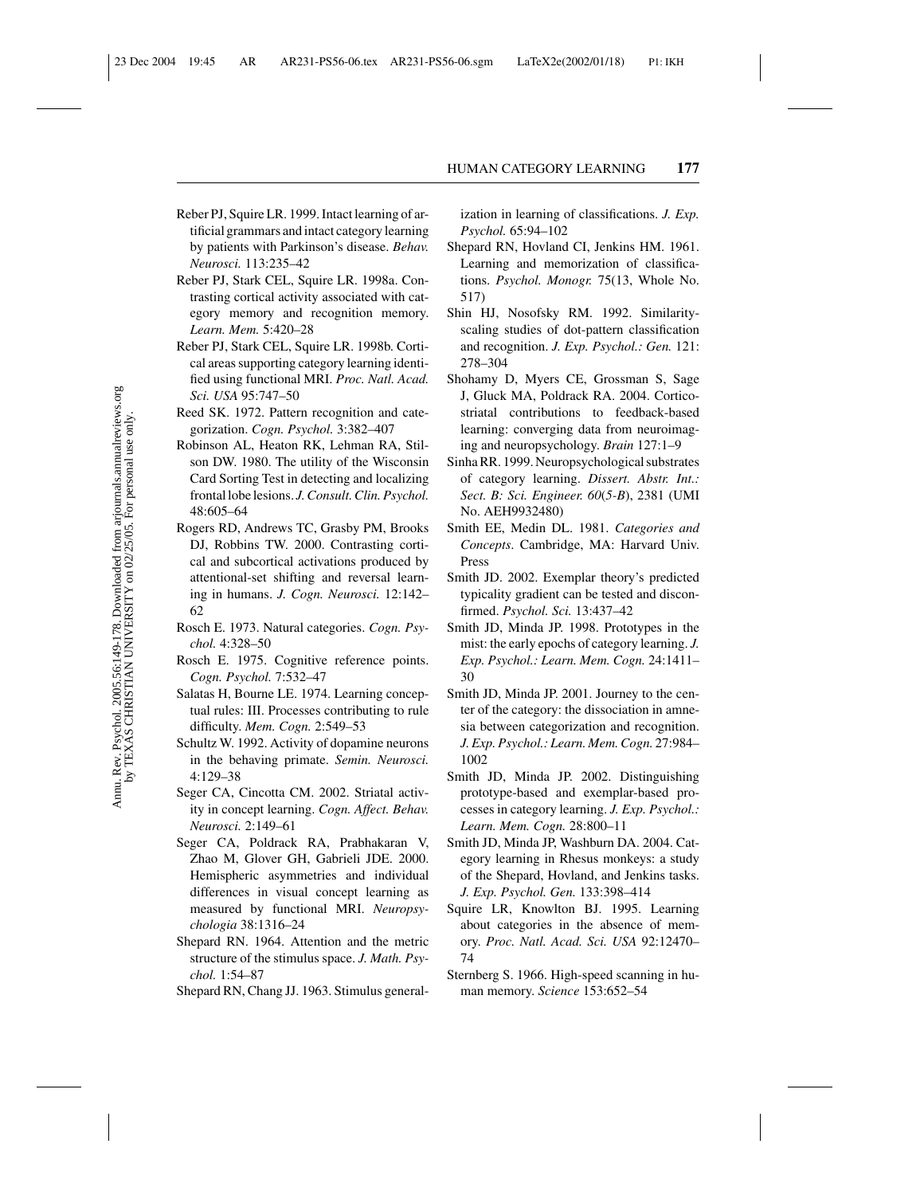Reber PJ, Squire LR. 1999. Intact learning of artificial grammars and intact category learning by patients with Parkinson's disease. *Behav. Neurosci.* 113:235–42

Reber PJ, Stark CEL, Squire LR. 1998a. Contrasting cortical activity associated with category memory and recognition memory. *Learn. Mem.* 5:420–28

Reber PJ, Stark CEL, Squire LR. 1998b. Cortical areas supporting category learning identified using functional MRI. *Proc. Natl. Acad. Sci. USA* 95:747–50

Reed SK. 1972. Pattern recognition and categorization. *Cogn. Psychol.* 3:382–407

Robinson AL, Heaton RK, Lehman RA, Stilson DW. 1980. The utility of the Wisconsin Card Sorting Test in detecting and localizing frontal lobe lesions. *J. Consult. Clin. Psychol.* 48:605–64

Rogers RD, Andrews TC, Grasby PM, Brooks DJ, Robbins TW. 2000. Contrasting cortical and subcortical activations produced by attentional-set shifting and reversal learning in humans. *J. Cogn. Neurosci.* 12:142–62

Rosch E. 1973. Natural categories. *Cogn. Psychol.* 4:328–50

Rosch E. 1975. Cognitive reference points. *Cogn. Psychol.* 7:532–47

Salatas H, Bourne LE. 1974. Learning conceptual rules: III. Processes contributing to rule difficulty. *Mem. Cogn.* 2:549–53

Schultz W. 1992. Activity of dopamine neurons in the behaving primate. *Semin. Neurosci.* 4:129–38

Seger CA, Cincotta CM. 2002. Striatal activity in concept learning. *Cogn. Affect. Behav. Neurosci.* 2:149–61

Seger CA, Poldrack RA, Prabhakaran V, Zhao M, Glover GH, Gabrieli JDE. 2000. Hemispheric asymmetries and individual differences in visual concept learning as measured by functional MRI. *Neuropsychologia* 38:1316–24

Shepard RN. 1964. Attention and the metric structure of the stimulus space. *J. Math. Psychol.* 1:54–87

Shepard RN, Chang JJ. 1963. Stimulus generalization in learning of classifications. *J. Exp. Psychol.* 65:94–102

Shepard RN, Hovland CI, Jenkins HM. 1961. Learning and memorization of classifications. *Psychol. Monogr.* 75(13, Whole No. 517)

Shin HJ, Nosofsky RM. 1992. Similarity-scaling studies of dot-pattern classification and recognition. *J. Exp. Psychol.: Gen.* 121: 278–304

Shohamy D, Myers CE, Grossman S, Sage J, Gluck MA, Poldrack RA. 2004. Corticostriatal contributions to feedback-based learning: converging data from neuroimaging and neuropsychology. *Brain* 127:1–9

Sinha RR. 1999. Neuropsychological substrates of category learning. *Dissert. Abstr. Int.: Sect. B: Sci. Engineer. 60*(*5-B*), 2381 (UMI No. AEH9932480)

Smith EE, Medin DL. 1981. *Categories and Concepts*. Cambridge, MA: Harvard Univ. Press

Smith JD. 2002. Exemplar theory's predicted typicality gradient can be tested and disconfirmed. *Psychol. Sci.* 13:437–42

Smith JD, Minda JP. 1998. Prototypes in the mist: the early epochs of category learning. *J. Exp. Psychol.: Learn. Mem. Cogn.* 24:1411–30

Smith JD, Minda JP. 2001. Journey to the center of the category: the dissociation in amnesia between categorization and recognition. *J. Exp. Psychol.: Learn. Mem. Cogn.* 27:984–1002

Smith JD, Minda JP. 2002. Distinguishing prototype-based and exemplar-based processes in category learning. *J. Exp. Psychol.: Learn. Mem. Cogn.* 28:800–11

Smith JD, Minda JP, Washburn DA. 2004. Category learning in Rhesus monkeys: a study of the Shepard, Hovland, and Jenkins tasks. *J. Exp. Psychol. Gen.* 133:398–414

Squire LR, Knowlton BJ. 1995. Learning about categories in the absence of memory. *Proc. Natl. Acad. Sci. USA* 92:12470–74

Sternberg S. 1966. High-speed scanning in human memory. *Science* 153:652–54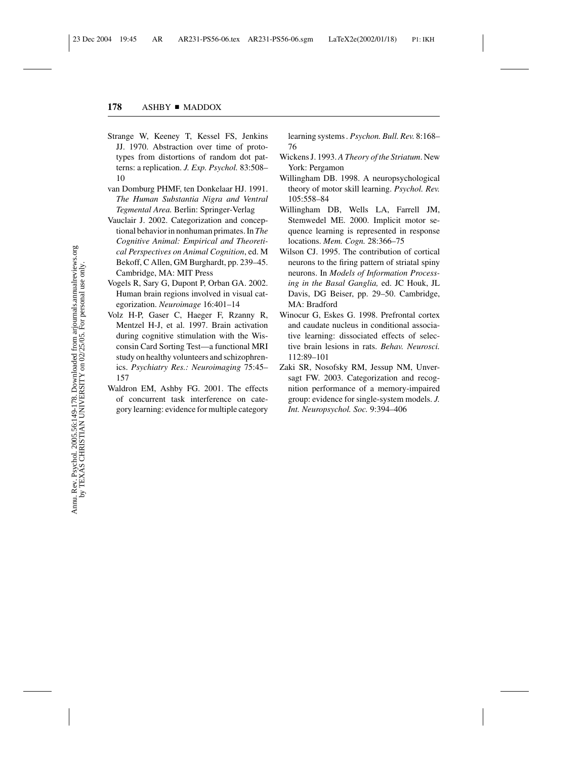Strange W, Keeney T, Kessel FS, Jenkins JJ. 1970. Abstraction over time of prototypes from distortions of random dot patterns: a replication. *J. Exp. Psychol.* 83:508–10

van Domburg PHMF, ten Donkelaar HJ. 1991. *The Human Substantia Nigra and Ventral Tegmental Area.* Berlin: Springer-Verlag

Vauclair J. 2002. Categorization and conceptional behavior in nonhuman primates. In *The Cognitive Animal: Empirical and Theoretical Perspectives on Animal Cognition*, ed. M Bekoff, C Allen, GM Burghardt, pp. 239–45. Cambridge, MA: MIT Press

Vogels R, Sary G, Dupont P, Orban GA. 2002. Human brain regions involved in visual categorization. *Neuroimage* 16:401–14

Volz H-P, Gaser C, Haeger F, Rzanny R, Mentzel H-J, et al. 1997. Brain activation during cognitive stimulation with the Wisconsin Card Sorting Test—a functional MRI study on healthy volunteers and schizophrenics. *Psychiatry Res.: Neuroimaging* 75:45–157

Waldron EM, Ashby FG. 2001. The effects of concurrent task interference on category learning: evidence for multiple category learning systems. *Psychon. Bull. Rev.* 8:168–76

Wickens J. 1993. *A Theory of the Striatum*. New York: Pergamon

Willingham DB. 1998. A neuropsychological theory of motor skill learning. *Psychol. Rev.* 105:558–84

Willingham DB, Wells LA, Farrell JM, Stemwedel ME. 2000. Implicit motor sequence learning is represented in response locations. *Mem. Cogn.* 28:366–75

Wilson CJ. 1995. The contribution of cortical neurons to the firing pattern of striatal spiny neurons. In *Models of Information Processing in the Basal Ganglia,* ed. JC Houk, JL Davis, DG Beiser, pp. 29–50. Cambridge, MA: Bradford

Winocur G, Eskes G. 1998. Prefrontal cortex and caudate nucleus in conditional associative learning: dissociated effects of selective brain lesions in rats. *Behav. Neurosci.* 112:89–101

Zaki SR, Nosofsky RM, Jessup NM, Unversagt FW. 2003. Categorization and recognition performance of a memory-impaired group: evidence for single-system models. *J. Int. Neuropsychol. Soc.* 9:394–406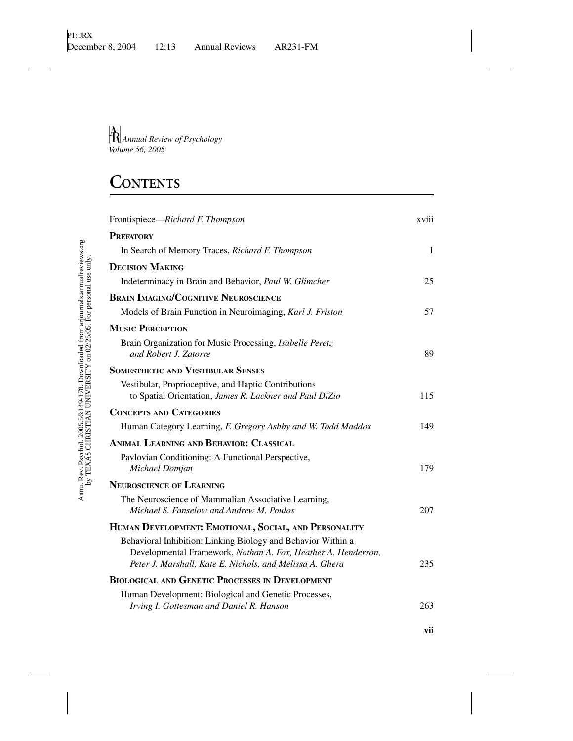*Annual Review of Psychology*
*Volume 56, 2005*

# CONTENTS

| | |
|---|---|
| Frontispiece—*Richard F. Thompson* | xviii |
| **PREFATORY** | |
| In Search of Memory Traces, *Richard F. Thompson* | 1 |
| **DECISION MAKING** | |
| Indeterminacy in Brain and Behavior, *Paul W. Glimcher* | 25 |
| **BRAIN IMAGING/COGNITIVE NEUROSCIENCE** | |
| Models of Brain Function in Neuroimaging, *Karl J. Friston* | 57 |
| **MUSIC PERCEPTION** | |
| Brain Organization for Music Processing, *Isabelle Peretz and Robert J. Zatorre* | 89 |
| **SOMESTHETIC AND VESTIBULAR SENSES** | |
| Vestibular, Proprioceptive, and Haptic Contributions to Spatial Orientation, *James R. Lackner and Paul DiZio* | 115 |
| **CONCEPTS AND CATEGORIES** | |
| Human Category Learning, *F. Gregory Ashby and W. Todd Maddox* | 149 |
| **ANIMAL LEARNING AND BEHAVIOR: CLASSICAL** | |
| Pavlovian Conditioning: A Functional Perspective, *Michael Domjan* | 179 |
| **NEUROSCIENCE OF LEARNING** | |
| The Neuroscience of Mammalian Associative Learning, *Michael S. Fanselow and Andrew M. Poulos* | 207 |
| **HUMAN DEVELOPMENT: EMOTIONAL, SOCIAL, AND PERSONALITY** | |
| Behavioral Inhibition: Linking Biology and Behavior Within a Developmental Framework, *Nathan A. Fox, Heather A. Henderson, Peter J. Marshall, Kate E. Nichols, and Melissa A. Ghera* | 235 |
| **BIOLOGICAL AND GENETIC PROCESSES IN DEVELOPMENT** | |
| Human Development: Biological and Genetic Processes, *Irving I. Gottesman and Daniel R. Hanson* | 263 |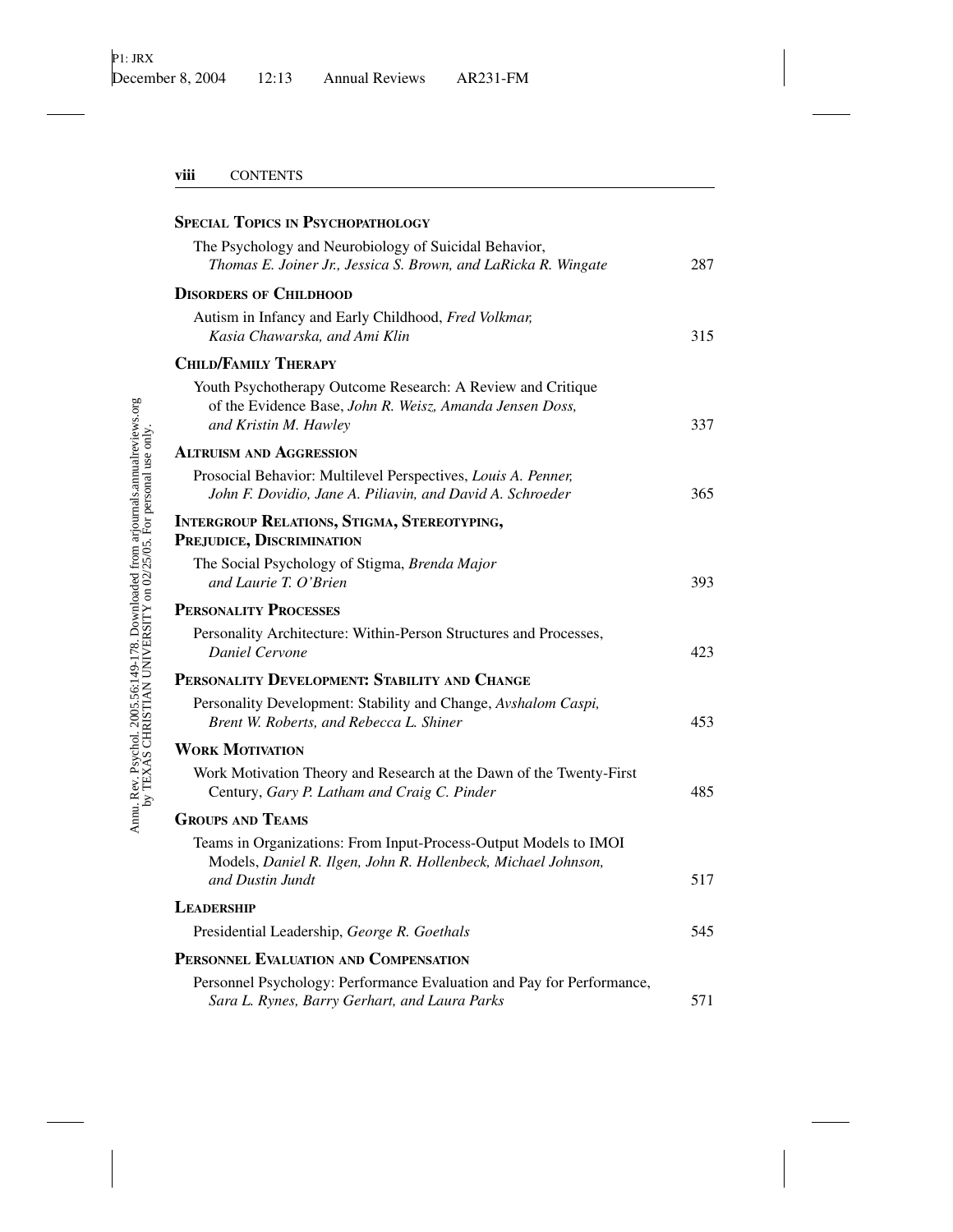**SPECIAL TOPICS IN PSYCHOPATHOLOGY**

The Psychology and Neurobiology of Suicidal Behavior, *Thomas E. Joiner Jr., Jessica S. Brown, and LaRicka R. Wingate* 287

**DISORDERS OF CHILDHOOD**

Autism in Infancy and Early Childhood, *Fred Volkmar, Kasia Chawarska, and Ami Klin* 315

**CHILD/FAMILY THERAPY**

Youth Psychotherapy Outcome Research: A Review and Critique of the Evidence Base, *John R. Weisz, Amanda Jensen Doss, and Kristin M. Hawley* 337

**ALTRUISM AND AGGRESSION**

Prosocial Behavior: Multilevel Perspectives, *Louis A. Penner, John F. Dovidio, Jane A. Piliavin, and David A. Schroeder* 365

**INTERGROUP RELATIONS, STIGMA, STEREOTYPING, PREJUDICE, DISCRIMINATION**

The Social Psychology of Stigma, *Brenda Major and Laurie T. O'Brien* 393

**PERSONALITY PROCESSES**

Personality Architecture: Within-Person Structures and Processes, *Daniel Cervone* 423

**PERSONALITY DEVELOPMENT: STABILITY AND CHANGE**

Personality Development: Stability and Change, *Avshalom Caspi, Brent W. Roberts, and Rebecca L. Shiner* 453

**WORK MOTIVATION**

Work Motivation Theory and Research at the Dawn of the Twenty-First Century, *Gary P. Latham and Craig C. Pinder* 485

**GROUPS AND TEAMS**

Teams in Organizations: From Input-Process-Output Models to IMOI Models, *Daniel R. Ilgen, John R. Hollenbeck, Michael Johnson, and Dustin Jundt* 517

**LEADERSHIP**

Presidential Leadership, *George R. Goethals* 545

**PERSONNEL EVALUATION AND COMPENSATION**

Personnel Psychology: Performance Evaluation and Pay for Performance, *Sara L. Rynes, Barry Gerhart, and Laura Parks* 571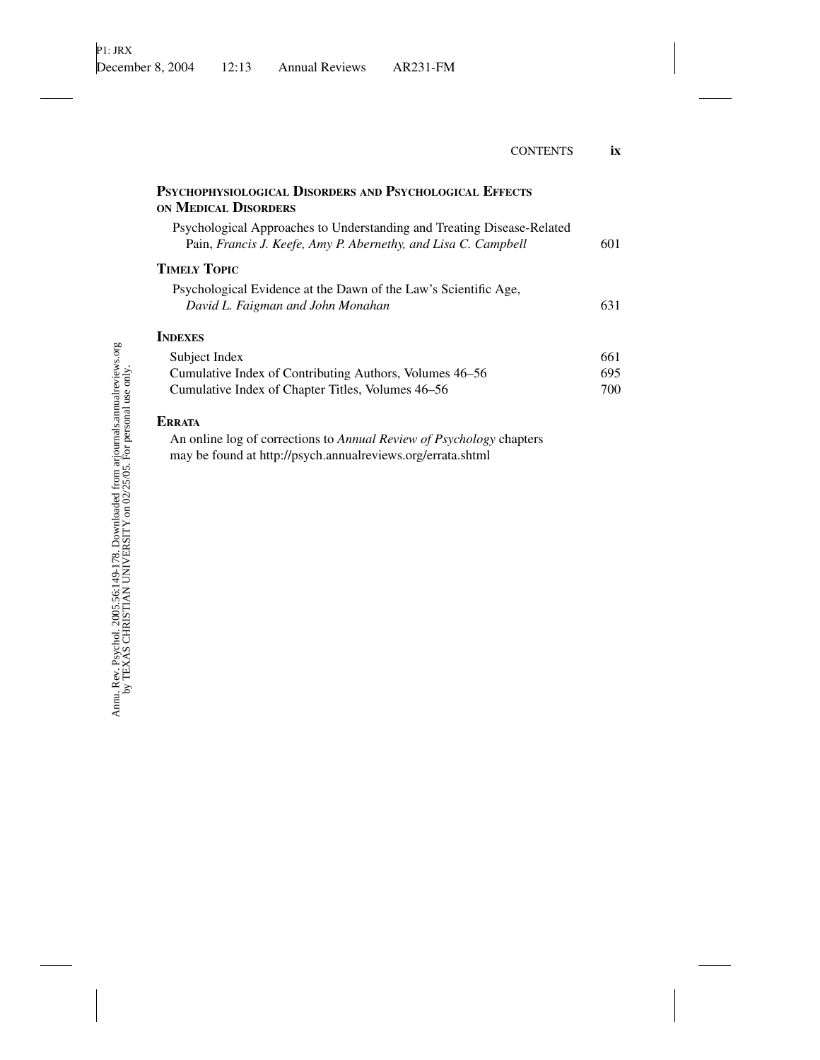## Psychophysiological Disorders and Psychological Effects on Medical Disorders

Psychological Approaches to Understanding and Treating Disease-Related Pain, *Francis J. Keefe, Amy P. Abernethy, and Lisa C. Campbell* 601

## Timely Topic

Psychological Evidence at the Dawn of the Law's Scientific Age, *David L. Faigman and John Monahan* 631

## Indexes

Subject Index 661

Cumulative Index of Contributing Authors, Volumes 46–56 695

Cumulative Index of Chapter Titles, Volumes 46–56 700

## Errata

An online log of corrections to *Annual Review of Psychology* chapters may be found at http://psych.annualreviews.org/errata.shtml